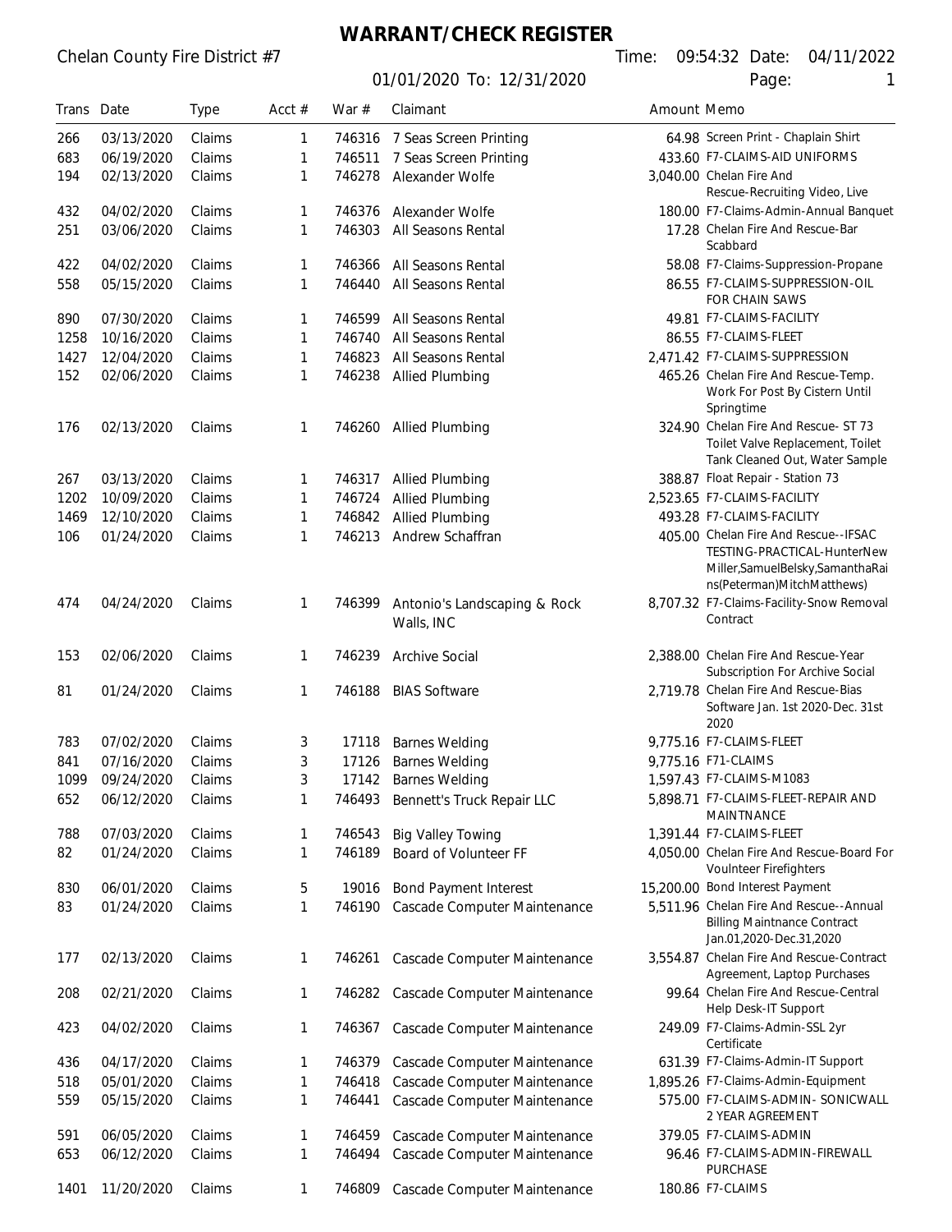# WARRANT/CHECK REGISTER

Chelan County Fire District #7

01/01/2020 To: 12/31/2020

Time: 09:54:32 Date: 04/11/2022

| Trans | Date | Type | Acct # | War # | Claimant | Amount | Memo |
|---|---|---|---|---|---|---|---|
| 266 | 03/13/2020 | Claims | 1 | 746316 | 7 Seas Screen Printing | 64.98 | Screen Print - Chaplain Shirt |
| 683 | 06/19/2020 | Claims | 1 | 746511 | 7 Seas Screen Printing | 433.60 | F7-CLAIMS-AID UNIFORMS |
| 194 | 02/13/2020 | Claims | 1 | 746278 | Alexander Wolfe | 3,040.00 | Chelan Fire And Rescue-Recruiting Video, Live |
| 432 | 04/02/2020 | Claims | 1 | 746376 | Alexander Wolfe | 180.00 | F7-Claims-Admin-Annual Banquet |
| 251 | 03/06/2020 | Claims | 1 | 746303 | All Seasons Rental | 17.28 | Chelan Fire And Rescue-Bar Scabbard |
| 422 | 04/02/2020 | Claims | 1 | 746366 | All Seasons Rental | 58.08 | F7-Claims-Suppression-Propane |
| 558 | 05/15/2020 | Claims | 1 | 746440 | All Seasons Rental | 86.55 | F7-CLAIMS-SUPPRESSION-OIL FOR CHAIN SAWS |
| 890 | 07/30/2020 | Claims | 1 | 746599 | All Seasons Rental | 49.81 | F7-CLAIMS-FACILITY |
| 1258 | 10/16/2020 | Claims | 1 | 746740 | All Seasons Rental | 86.55 | F7-CLAIMS-FLEET |
| 1427 | 12/04/2020 | Claims | 1 | 746823 | All Seasons Rental | 2,471.42 | F7-CLAIMS-SUPPRESSION |
| 152 | 02/06/2020 | Claims | 1 | 746238 | Allied Plumbing | 465.26 | Chelan Fire And Rescue-Temp. Work For Post By Cistern Until Springtime |
| 176 | 02/13/2020 | Claims | 1 | 746260 | Allied Plumbing | 324.90 | Chelan Fire And Rescue- ST 73 Toilet Valve Replacement, Toilet Tank Cleaned Out, Water Sample |
| 267 | 03/13/2020 | Claims | 1 | 746317 | Allied Plumbing | 388.87 | Float Repair - Station 73 |
| 1202 | 10/09/2020 | Claims | 1 | 746724 | Allied Plumbing | 2,523.65 | F7-CLAIMS-FACILITY |
| 1469 | 12/10/2020 | Claims | 1 | 746842 | Allied Plumbing | 493.28 | F7-CLAIMS-FACILITY |
| 106 | 01/24/2020 | Claims | 1 | 746213 | Andrew Schaffran | 405.00 | Chelan Fire And Rescue--IFSAC TESTING-PRACTICAL-HunterNew Miller,SamuelBelsky,SamanthaRains(Peterman)MitchMatthews) |
| 474 | 04/24/2020 | Claims | 1 | 746399 | Antonio's Landscaping & Rock Walls, INC | 8,707.32 | F7-Claims-Facility-Snow Removal Contract |
| 153 | 02/06/2020 | Claims | 1 | 746239 | Archive Social | 2,388.00 | Chelan Fire And Rescue-Year Subscription For Archive Social |
| 81 | 01/24/2020 | Claims | 1 | 746188 | BIAS Software | 2,719.78 | Chelan Fire And Rescue-Bias Software Jan. 1st 2020-Dec. 31st 2020 |
| 783 | 07/02/2020 | Claims | 3 | 17118 | Barnes Welding | 9,775.16 | F7-CLAIMS-FLEET |
| 841 | 07/16/2020 | Claims | 3 | 17126 | Barnes Welding | 9,775.16 | F71-CLAIMS |
| 1099 | 09/24/2020 | Claims | 3 | 17142 | Barnes Welding | 1,597.43 | F7-CLAIMS-M1083 |
| 652 | 06/12/2020 | Claims | 1 | 746493 | Bennett's Truck Repair LLC | 5,898.71 | F7-CLAIMS-FLEET-REPAIR AND MAINTNANCE |
| 788 | 07/03/2020 | Claims | 1 | 746543 | Big Valley Towing | 1,391.44 | F7-CLAIMS-FLEET |
| 82 | 01/24/2020 | Claims | 1 | 746189 | Board of Volunteer FF | 4,050.00 | Chelan Fire And Rescue-Board For Voulnteer Firefighters |
| 830 | 06/01/2020 | Claims | 5 | 19016 | Bond Payment Interest | 15,200.00 | Bond Interest Payment |
| 83 | 01/24/2020 | Claims | 1 | 746190 | Cascade Computer Maintenance | 5,511.96 | Chelan Fire And Rescue--Annual Billing Maintnance Contract Jan.01,2020-Dec.31,2020 |
| 177 | 02/13/2020 | Claims | 1 | 746261 | Cascade Computer Maintenance | 3,554.87 | Chelan Fire And Rescue-Contract Agreement, Laptop Purchases |
| 208 | 02/21/2020 | Claims | 1 | 746282 | Cascade Computer Maintenance | 99.64 | Chelan Fire And Rescue-Central Help Desk-IT Support |
| 423 | 04/02/2020 | Claims | 1 | 746367 | Cascade Computer Maintenance | 249.09 | F7-Claims-Admin-SSL 2yr Certificate |
| 436 | 04/17/2020 | Claims | 1 | 746379 | Cascade Computer Maintenance | 631.39 | F7-Claims-Admin-IT Support |
| 518 | 05/01/2020 | Claims | 1 | 746418 | Cascade Computer Maintenance | 1,895.26 | F7-Claims-Admin-Equipment |
| 559 | 05/15/2020 | Claims | 1 | 746441 | Cascade Computer Maintenance | 575.00 | F7-CLAIMS-ADMIN- SONICWALL 2 YEAR AGREEMENT |
| 591 | 06/05/2020 | Claims | 1 | 746459 | Cascade Computer Maintenance | 379.05 | F7-CLAIMS-ADMIN |
| 653 | 06/12/2020 | Claims | 1 | 746494 | Cascade Computer Maintenance | 96.46 | F7-CLAIMS-ADMIN-FIREWALL PURCHASE |
| 1401 | 11/20/2020 | Claims | 1 | 746809 | Cascade Computer Maintenance | 180.86 | F7-CLAIMS |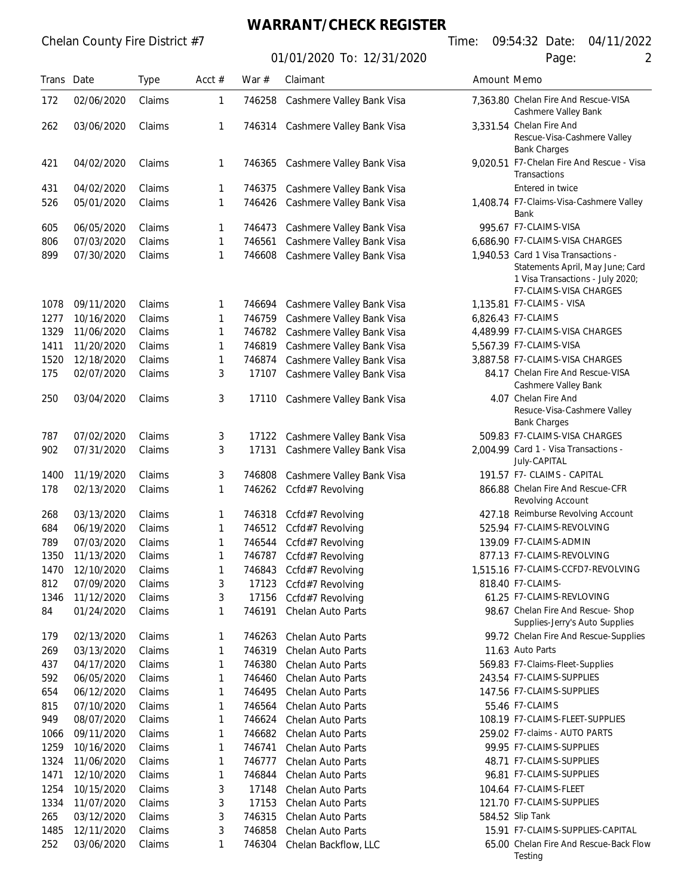# WARRANT/CHECK REGISTER

Chelan County Fire District #7

01/01/2020 To: 12/31/2020

Time: 09:54:32 Date: 04/11/2022

| Trans | Date | Type | Acct # | War # | Claimant | Amount | Memo |
|---|---|---|---|---|---|---|---|
| 172 | 02/06/2020 | Claims | 1 | 746258 | Cashmere Valley Bank Visa | 7,363.80 | Chelan Fire And Rescue-VISA Cashmere Valley Bank |
| 262 | 03/06/2020 | Claims | 1 | 746314 | Cashmere Valley Bank Visa | 3,331.54 | Chelan Fire And Rescue-Visa-Cashmere Valley Bank Charges |
| 421 | 04/02/2020 | Claims | 1 | 746365 | Cashmere Valley Bank Visa | 9,020.51 | F7-Chelan Fire And Rescue - Visa Transactions |
| 431 | 04/02/2020 | Claims | 1 | 746375 | Cashmere Valley Bank Visa | | Entered in twice |
| 526 | 05/01/2020 | Claims | 1 | 746426 | Cashmere Valley Bank Visa | 1,408.74 | F7-Claims-Visa-Cashmere Valley Bank |
| 605 | 06/05/2020 | Claims | 1 | 746473 | Cashmere Valley Bank Visa | 995.67 | F7-CLAIMS-VISA |
| 806 | 07/03/2020 | Claims | 1 | 746561 | Cashmere Valley Bank Visa | 6,686.90 | F7-CLAIMS-VISA CHARGES |
| 899 | 07/30/2020 | Claims | 1 | 746608 | Cashmere Valley Bank Visa | 1,940.53 | Card 1 Visa Transactions - Statements April, May June; Card 1 Visa Transactions - July 2020; F7-CLAIMS-VISA CHARGES |
| 1078 | 09/11/2020 | Claims | 1 | 746694 | Cashmere Valley Bank Visa | 1,135.81 | F7-CLAIMS - VISA |
| 1277 | 10/16/2020 | Claims | 1 | 746759 | Cashmere Valley Bank Visa | 6,826.43 | F7-CLAIMS |
| 1329 | 11/06/2020 | Claims | 1 | 746782 | Cashmere Valley Bank Visa | 4,489.99 | F7-CLAIMS-VISA CHARGES |
| 1411 | 11/20/2020 | Claims | 1 | 746819 | Cashmere Valley Bank Visa | 5,567.39 | F7-CLAIMS-VISA |
| 1520 | 12/18/2020 | Claims | 1 | 746874 | Cashmere Valley Bank Visa | 3,887.58 | F7-CLAIMS-VISA CHARGES |
| 175 | 02/07/2020 | Claims | 3 | 17107 | Cashmere Valley Bank Visa | 84.17 | Chelan Fire And Rescue-VISA Cashmere Valley Bank |
| 250 | 03/04/2020 | Claims | 3 | 17110 | Cashmere Valley Bank Visa | 4.07 | Chelan Fire And Resuce-Visa-Cashmere Valley Bank Charges |
| 787 | 07/02/2020 | Claims | 3 | 17122 | Cashmere Valley Bank Visa | 509.83 | F7-CLAIMS-VISA CHARGES |
| 902 | 07/31/2020 | Claims | 3 | 17131 | Cashmere Valley Bank Visa | 2,004.99 | Card 1 - Visa Transactions - July-CAPITAL |
| 1400 | 11/19/2020 | Claims | 3 | 746808 | Cashmere Valley Bank Visa | 191.57 | F7- CLAIMS - CAPITAL |
| 178 | 02/13/2020 | Claims | 1 | 746262 | Ccfd#7 Revolving | 866.88 | Chelan Fire And Rescue-CFR Revolving Account |
| 268 | 03/13/2020 | Claims | 1 | 746318 | Ccfd#7 Revolving | 427.18 | Reimburse Revolving Account |
| 684 | 06/19/2020 | Claims | 1 | 746512 | Ccfd#7 Revolving | 525.94 | F7-CLAIMS-REVOLVING |
| 789 | 07/03/2020 | Claims | 1 | 746544 | Ccfd#7 Revolving | 139.09 | F7-CLAIMS-ADMIN |
| 1350 | 11/13/2020 | Claims | 1 | 746787 | Ccfd#7 Revolving | 877.13 | F7-CLAIMS-REVOLVING |
| 1470 | 12/10/2020 | Claims | 1 | 746843 | Ccfd#7 Revolving | 1,515.16 | F7-CLAIMS-CCFD7-REVOLVING |
| 812 | 07/09/2020 | Claims | 3 | 17123 | Ccfd#7 Revolving | 818.40 | F7-CLAIMS- |
| 1346 | 11/12/2020 | Claims | 3 | 17156 | Ccfd#7 Revolving | 61.25 | F7-CLAIMS-REVLOVING |
| 84 | 01/24/2020 | Claims | 1 | 746191 | Chelan Auto Parts | 98.67 | Chelan Fire And Rescue- Shop Supplies-Jerry's Auto Supplies |
| 179 | 02/13/2020 | Claims | 1 | 746263 | Chelan Auto Parts | 99.72 | Chelan Fire And Rescue-Supplies |
| 269 | 03/13/2020 | Claims | 1 | 746319 | Chelan Auto Parts | 11.63 | Auto Parts |
| 437 | 04/17/2020 | Claims | 1 | 746380 | Chelan Auto Parts | 569.83 | F7-Claims-Fleet-Supplies |
| 592 | 06/05/2020 | Claims | 1 | 746460 | Chelan Auto Parts | 243.54 | F7-CLAIMS-SUPPLIES |
| 654 | 06/12/2020 | Claims | 1 | 746495 | Chelan Auto Parts | 147.56 | F7-CLAIMS-SUPPLIES |
| 815 | 07/10/2020 | Claims | 1 | 746564 | Chelan Auto Parts | 55.46 | F7-CLAIMS |
| 949 | 08/07/2020 | Claims | 1 | 746624 | Chelan Auto Parts | 108.19 | F7-CLAIMS-FLEET-SUPPLIES |
| 1066 | 09/11/2020 | Claims | 1 | 746682 | Chelan Auto Parts | 259.02 | F7-claims - AUTO PARTS |
| 1259 | 10/16/2020 | Claims | 1 | 746741 | Chelan Auto Parts | 99.95 | F7-CLAIMS-SUPPLIES |
| 1324 | 11/06/2020 | Claims | 1 | 746777 | Chelan Auto Parts | 48.71 | F7-CLAIMS-SUPPLIES |
| 1471 | 12/10/2020 | Claims | 1 | 746844 | Chelan Auto Parts | 96.81 | F7-CLAIMS-SUPPLIES |
| 1254 | 10/15/2020 | Claims | 3 | 17148 | Chelan Auto Parts | 104.64 | F7-CLAIMS-FLEET |
| 1334 | 11/07/2020 | Claims | 3 | 17153 | Chelan Auto Parts | 121.70 | F7-CLAIMS-SUPPLIES |
| 265 | 03/12/2020 | Claims | 3 | 746315 | Chelan Auto Parts | 584.52 | Slip Tank |
| 1485 | 12/11/2020 | Claims | 3 | 746858 | Chelan Auto Parts | 15.91 | F7-CLAIMS-SUPPLIES-CAPITAL |
| 252 | 03/06/2020 | Claims | 1 | 746304 | Chelan Backflow, LLC | 65.00 | Chelan Fire And Rescue-Back Flow Testing |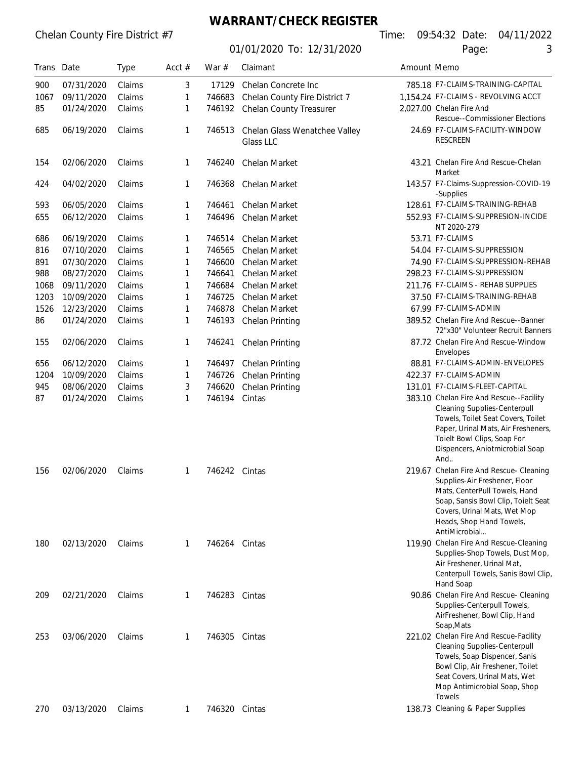# WARRANT/CHECK REGISTER

Chelan County Fire District #7

01/01/2020 To: 12/31/2020

Time: 09:54:32 Date: 04/11/2022

| Trans | Date | Type | Acct # | War # | Claimant | Amount | Memo |
|---|---|---|---|---|---|---|---|
| 900 | 07/31/2020 | Claims | 3 | 17129 | Chelan Concrete Inc | 785.18 | F7-CLAIMS-TRAINING-CAPITAL |
| 1067 | 09/11/2020 | Claims | 1 | 746683 | Chelan County Fire District 7 | 1,154.24 | F7-CLAIMS - REVOLVING ACCT |
| 85 | 01/24/2020 | Claims | 1 | 746192 | Chelan County Treasurer | 2,027.00 | Chelan Fire And Rescue--Commissioner Elections |
| 685 | 06/19/2020 | Claims | 1 | 746513 | Chelan Glass Wenatchee Valley Glass LLC | 24.69 | F7-CLAIMS-FACILITY-WINDOW RESCREEN |
| 154 | 02/06/2020 | Claims | 1 | 746240 | Chelan Market | 43.21 | Chelan Fire And Rescue-Chelan Market |
| 424 | 04/02/2020 | Claims | 1 | 746368 | Chelan Market | 143.57 | F7-Claims-Suppression-COVID-19 -Supplies |
| 593 | 06/05/2020 | Claims | 1 | 746461 | Chelan Market | 128.61 | F7-CLAIMS-TRAINING-REHAB |
| 655 | 06/12/2020 | Claims | 1 | 746496 | Chelan Market | 552.93 | F7-CLAIMS-SUPPRESION-INCIDENT 2020-279 |
| 686 | 06/19/2020 | Claims | 1 | 746514 | Chelan Market | 53.71 | F7-CLAIMS |
| 816 | 07/10/2020 | Claims | 1 | 746565 | Chelan Market | 54.04 | F7-CLAIMS-SUPPRESSION |
| 891 | 07/30/2020 | Claims | 1 | 746600 | Chelan Market | 74.90 | F7-CLAIMS-SUPPRESSION-REHAB |
| 988 | 08/27/2020 | Claims | 1 | 746641 | Chelan Market | 298.23 | F7-CLAIMS-SUPPRESSION |
| 1068 | 09/11/2020 | Claims | 1 | 746684 | Chelan Market | 211.76 | F7-CLAIMS - REHAB SUPPLIES |
| 1203 | 10/09/2020 | Claims | 1 | 746725 | Chelan Market | 37.50 | F7-CLAIMS-TRAINING-REHAB |
| 1526 | 12/23/2020 | Claims | 1 | 746878 | Chelan Market | 67.99 | F7-CLAIMS-ADMIN |
| 86 | 01/24/2020 | Claims | 1 | 746193 | Chelan Printing | 389.52 | Chelan Fire And Rescue--Banner 72"x30" Volunteer Recruit Banners |
| 155 | 02/06/2020 | Claims | 1 | 746241 | Chelan Printing | 87.72 | Chelan Fire And Rescue-Window Envelopes |
| 656 | 06/12/2020 | Claims | 1 | 746497 | Chelan Printing | 88.81 | F7-CLAIMS-ADMIN-ENVELOPES |
| 1204 | 10/09/2020 | Claims | 1 | 746726 | Chelan Printing | 422.37 | F7-CLAIMS-ADMIN |
| 945 | 08/06/2020 | Claims | 3 | 746620 | Chelan Printing | 131.01 | F7-CLAIMS-FLEET-CAPITAL |
| 87 | 01/24/2020 | Claims | 1 | 746194 | Cintas | 383.10 | Chelan Fire And Rescue--Facility Cleaning Supplies-Centerpull Towels, Toilet Seat Covers, Toilet Paper, Urinal Mats, Air Fresheners, Toielt Bowl Clips, Soap For Dispencers, Aniotmicrobial Soap And.. |
| 156 | 02/06/2020 | Claims | 1 | 746242 | Cintas | 219.67 | Chelan Fire And Rescue- Cleaning Supplies-Air Freshener, Floor Mats, CenterPull Towels, Hand Soap, Sansis Bowl Clip, Toielt Seat Covers, Urinal Mats, Wet Mop Heads, Shop Hand Towels, AntiMicrobial... |
| 180 | 02/13/2020 | Claims | 1 | 746264 | Cintas | 119.90 | Chelan Fire And Rescue-Cleaning Supplies-Shop Towels, Dust Mop, Air Freshener, Urinal Mat, Centerpull Towels, Sanis Bowl Clip, Hand Soap |
| 209 | 02/21/2020 | Claims | 1 | 746283 | Cintas | 90.86 | Chelan Fire And Rescue- Cleaning Supplies-Centerpull Towels, AirFreshener, Bowl Clip, Hand Soap,Mats |
| 253 | 03/06/2020 | Claims | 1 | 746305 | Cintas | 221.02 | Chelan Fire And Rescue-Facility Cleaning Supplies-Centerpull Towels, Soap Dispencer, Sanis Bowl Clip, Air Freshener, Toilet Seat Covers, Urinal Mats, Wet Mop Antimicrobial Soap, Shop Towels |
| 270 | 03/13/2020 | Claims | 1 | 746320 | Cintas | 138.73 | Cleaning & Paper Supplies |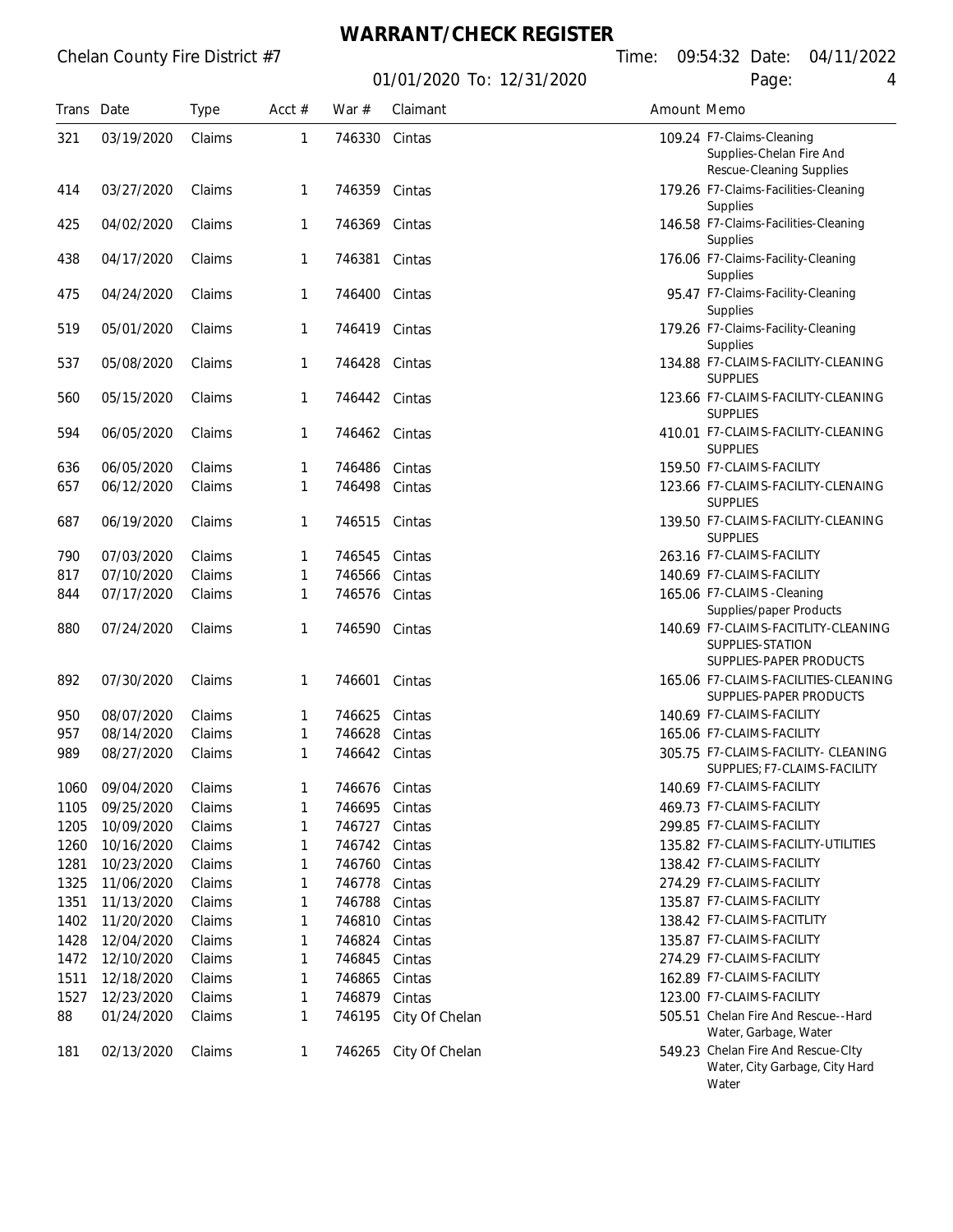# WARRANT/CHECK REGISTER

Chelan County Fire District #7

01/01/2020 To: 12/31/2020

Time: 09:54:32 Date: 04/11/2022

| Trans | Date | Type | Acct # | War # | Claimant | Amount | Memo |
|---|---|---|---|---|---|---|---|
| 321 | 03/19/2020 | Claims | 1 | 746330 | Cintas | 109.24 | F7-Claims-Cleaning Supplies-Chelan Fire And Rescue-Cleaning Supplies |
| 414 | 03/27/2020 | Claims | 1 | 746359 | Cintas | 179.26 | F7-Claims-Facilities-Cleaning Supplies |
| 425 | 04/02/2020 | Claims | 1 | 746369 | Cintas | 146.58 | F7-Claims-Facilities-Cleaning Supplies |
| 438 | 04/17/2020 | Claims | 1 | 746381 | Cintas | 176.06 | F7-Claims-Facility-Cleaning Supplies |
| 475 | 04/24/2020 | Claims | 1 | 746400 | Cintas | 95.47 | F7-Claims-Facility-Cleaning Supplies |
| 519 | 05/01/2020 | Claims | 1 | 746419 | Cintas | 179.26 | F7-Claims-Facility-Cleaning Supplies |
| 537 | 05/08/2020 | Claims | 1 | 746428 | Cintas | 134.88 | F7-CLAIMS-FACILITY-CLEANING SUPPLIES |
| 560 | 05/15/2020 | Claims | 1 | 746442 | Cintas | 123.66 | F7-CLAIMS-FACILITY-CLEANING SUPPLIES |
| 594 | 06/05/2020 | Claims | 1 | 746462 | Cintas | 410.01 | F7-CLAIMS-FACILITY-CLEANING SUPPLIES |
| 636 | 06/05/2020 | Claims | 1 | 746486 | Cintas | 159.50 | F7-CLAIMS-FACILITY |
| 657 | 06/12/2020 | Claims | 1 | 746498 | Cintas | 123.66 | F7-CLAIMS-FACILITY-CLENAING SUPPLIES |
| 687 | 06/19/2020 | Claims | 1 | 746515 | Cintas | 139.50 | F7-CLAIMS-FACILITY-CLEANING SUPPLIES |
| 790 | 07/03/2020 | Claims | 1 | 746545 | Cintas | 263.16 | F7-CLAIMS-FACILITY |
| 817 | 07/10/2020 | Claims | 1 | 746566 | Cintas | 140.69 | F7-CLAIMS-FACILITY |
| 844 | 07/17/2020 | Claims | 1 | 746576 | Cintas | 165.06 | F7-CLAIMS -Cleaning Supplies/paper Products |
| 880 | 07/24/2020 | Claims | 1 | 746590 | Cintas | 140.69 | F7-CLAIMS-FACITLITY-CLEANING SUPPLIES-STATION SUPPLIES-PAPER PRODUCTS |
| 892 | 07/30/2020 | Claims | 1 | 746601 | Cintas | 165.06 | F7-CLAIMS-FACILITIES-CLEANING SUPPLIES-PAPER PRODUCTS |
| 950 | 08/07/2020 | Claims | 1 | 746625 | Cintas | 140.69 | F7-CLAIMS-FACILITY |
| 957 | 08/14/2020 | Claims | 1 | 746628 | Cintas | 165.06 | F7-CLAIMS-FACILITY |
| 989 | 08/27/2020 | Claims | 1 | 746642 | Cintas | 305.75 | F7-CLAIMS-FACILITY- CLEANING SUPPLIES; F7-CLAIMS-FACILITY |
| 1060 | 09/04/2020 | Claims | 1 | 746676 | Cintas | 140.69 | F7-CLAIMS-FACILITY |
| 1105 | 09/25/2020 | Claims | 1 | 746695 | Cintas | 469.73 | F7-CLAIMS-FACILITY |
| 1205 | 10/09/2020 | Claims | 1 | 746727 | Cintas | 299.85 | F7-CLAIMS-FACILITY |
| 1260 | 10/16/2020 | Claims | 1 | 746742 | Cintas | 135.82 | F7-CLAIMS-FACILITY-UTILITIES |
| 1281 | 10/23/2020 | Claims | 1 | 746760 | Cintas | 138.42 | F7-CLAIMS-FACILITY |
| 1325 | 11/06/2020 | Claims | 1 | 746778 | Cintas | 274.29 | F7-CLAIMS-FACILITY |
| 1351 | 11/13/2020 | Claims | 1 | 746788 | Cintas | 135.87 | F7-CLAIMS-FACILITY |
| 1402 | 11/20/2020 | Claims | 1 | 746810 | Cintas | 138.42 | F7-CLAIMS-FACITLITY |
| 1428 | 12/04/2020 | Claims | 1 | 746824 | Cintas | 135.87 | F7-CLAIMS-FACILITY |
| 1472 | 12/10/2020 | Claims | 1 | 746845 | Cintas | 274.29 | F7-CLAIMS-FACILITY |
| 1511 | 12/18/2020 | Claims | 1 | 746865 | Cintas | 162.89 | F7-CLAIMS-FACILITY |
| 1527 | 12/23/2020 | Claims | 1 | 746879 | Cintas | 123.00 | F7-CLAIMS-FACILITY |
| 88 | 01/24/2020 | Claims | 1 | 746195 | City Of Chelan | 505.51 | Chelan Fire And Rescue--Hard Water, Garbage, Water |
| 181 | 02/13/2020 | Claims | 1 | 746265 | City Of Chelan | 549.23 | Chelan Fire And Rescue-CIty Water, City Garbage, City Hard Water |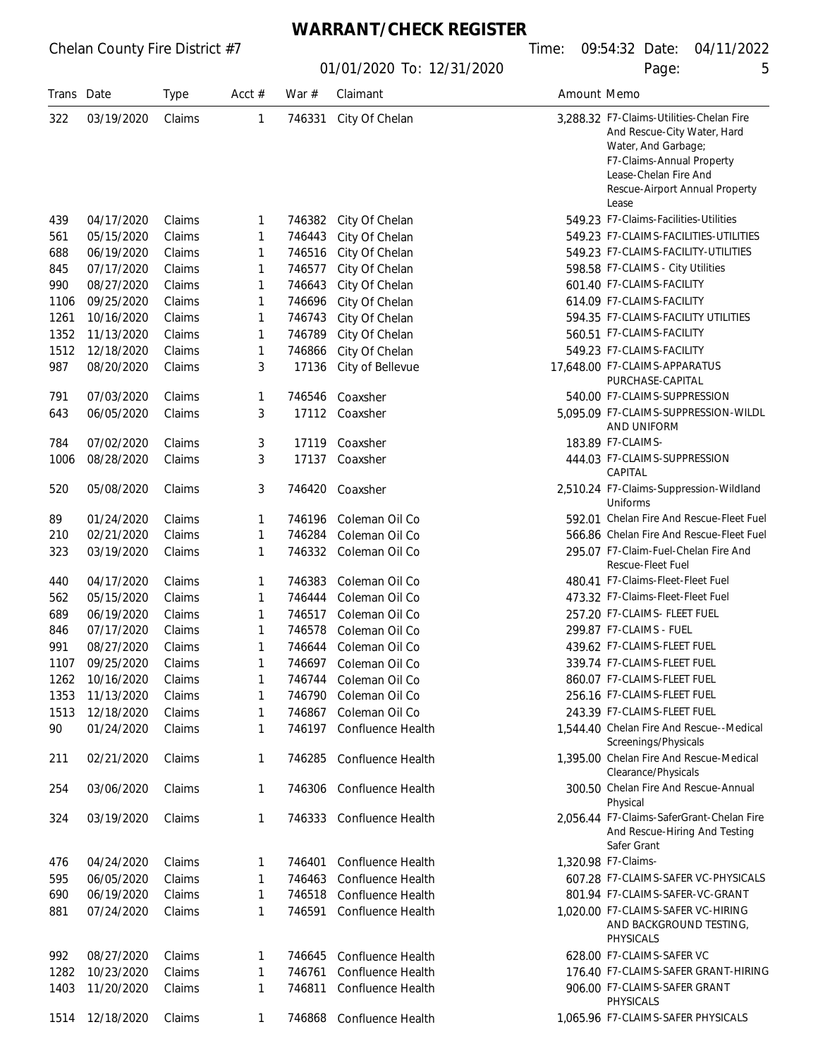# WARRANT/CHECK REGISTER

Chelan County Fire District #7

01/01/2020 To: 12/31/2020

Time: 09:54:32 Date: 04/11/2022

| Trans | Date | Type | Acct # | War # | Claimant | Amount | Memo |
|---|---|---|---|---|---|---|---|
| 322 | 03/19/2020 | Claims | 1 | 746331 | City Of Chelan | 3,288.32 | F7-Claims-Utilities-Chelan Fire And Rescue-City Water, Hard Water, And Garbage; F7-Claims-Annual Property Lease-Chelan Fire And Rescue-Airport Annual Property Lease |
| 439 | 04/17/2020 | Claims | 1 | 746382 | City Of Chelan | 549.23 | F7-Claims-Facilities-Utilities |
| 561 | 05/15/2020 | Claims | 1 | 746443 | City Of Chelan | 549.23 | F7-CLAIMS-FACILITIES-UTILITIES |
| 688 | 06/19/2020 | Claims | 1 | 746516 | City Of Chelan | 549.23 | F7-CLAIMS-FACILITY-UTILITIES |
| 845 | 07/17/2020 | Claims | 1 | 746577 | City Of Chelan | 598.58 | F7-CLAIMS - City Utilities |
| 990 | 08/27/2020 | Claims | 1 | 746643 | City Of Chelan | 601.40 | F7-CLAIMS-FACILITY |
| 1106 | 09/25/2020 | Claims | 1 | 746696 | City Of Chelan | 614.09 | F7-CLAIMS-FACILITY |
| 1261 | 10/16/2020 | Claims | 1 | 746743 | City Of Chelan | 594.35 | F7-CLAIMS-FACILITY UTILITIES |
| 1352 | 11/13/2020 | Claims | 1 | 746789 | City Of Chelan | 560.51 | F7-CLAIMS-FACILITY |
| 1512 | 12/18/2020 | Claims | 1 | 746866 | City Of Chelan | 549.23 | F7-CLAIMS-FACILITY |
| 987 | 08/20/2020 | Claims | 3 | 17136 | City of Bellevue | 17,648.00 | F7-CLAIMS-APPARATUS PURCHASE-CAPITAL |
| 791 | 07/03/2020 | Claims | 1 | 746546 | Coaxsher | 540.00 | F7-CLAIMS-SUPPRESSION |
| 643 | 06/05/2020 | Claims | 3 | 17112 | Coaxsher | 5,095.09 | F7-CLAIMS-SUPPRESSION-WILDL AND UNIFORM |
| 784 | 07/02/2020 | Claims | 3 | 17119 | Coaxsher | 183.89 | F7-CLAIMS- |
| 1006 | 08/28/2020 | Claims | 3 | 17137 | Coaxsher | 444.03 | F7-CLAIMS-SUPPRESSION CAPITAL |
| 520 | 05/08/2020 | Claims | 3 | 746420 | Coaxsher | 2,510.24 | F7-Claims-Suppression-Wildland Uniforms |
| 89 | 01/24/2020 | Claims | 1 | 746196 | Coleman Oil Co | 592.01 | Chelan Fire And Rescue-Fleet Fuel |
| 210 | 02/21/2020 | Claims | 1 | 746284 | Coleman Oil Co | 566.86 | Chelan Fire And Rescue-Fleet Fuel |
| 323 | 03/19/2020 | Claims | 1 | 746332 | Coleman Oil Co | 295.07 | F7-Claim-Fuel-Chelan Fire And Rescue-Fleet Fuel |
| 440 | 04/17/2020 | Claims | 1 | 746383 | Coleman Oil Co | 480.41 | F7-Claims-Fleet-Fleet Fuel |
| 562 | 05/15/2020 | Claims | 1 | 746444 | Coleman Oil Co | 473.32 | F7-Claims-Fleet-Fleet Fuel |
| 689 | 06/19/2020 | Claims | 1 | 746517 | Coleman Oil Co | 257.20 | F7-CLAIMS- FLEET FUEL |
| 846 | 07/17/2020 | Claims | 1 | 746578 | Coleman Oil Co | 299.87 | F7-CLAIMS - FUEL |
| 991 | 08/27/2020 | Claims | 1 | 746644 | Coleman Oil Co | 439.62 | F7-CLAIMS-FLEET FUEL |
| 1107 | 09/25/2020 | Claims | 1 | 746697 | Coleman Oil Co | 339.74 | F7-CLAIMS-FLEET FUEL |
| 1262 | 10/16/2020 | Claims | 1 | 746744 | Coleman Oil Co | 860.07 | F7-CLAIMS-FLEET FUEL |
| 1353 | 11/13/2020 | Claims | 1 | 746790 | Coleman Oil Co | 256.16 | F7-CLAIMS-FLEET FUEL |
| 1513 | 12/18/2020 | Claims | 1 | 746867 | Coleman Oil Co | 243.39 | F7-CLAIMS-FLEET FUEL |
| 90 | 01/24/2020 | Claims | 1 | 746197 | Confluence Health | 1,544.40 | Chelan Fire And Rescue--Medical Screenings/Physicals |
| 211 | 02/21/2020 | Claims | 1 | 746285 | Confluence Health | 1,395.00 | Chelan Fire And Rescue-Medical Clearance/Physicals |
| 254 | 03/06/2020 | Claims | 1 | 746306 | Confluence Health | 300.50 | Chelan Fire And Rescue-Annual Physical |
| 324 | 03/19/2020 | Claims | 1 | 746333 | Confluence Health | 2,056.44 | F7-Claims-SaferGrant-Chelan Fire And Rescue-Hiring And Testing Safer Grant |
| 476 | 04/24/2020 | Claims | 1 | 746401 | Confluence Health | 1,320.98 | F7-Claims- |
| 595 | 06/05/2020 | Claims | 1 | 746463 | Confluence Health | 607.28 | F7-CLAIMS-SAFER VC-PHYSICALS |
| 690 | 06/19/2020 | Claims | 1 | 746518 | Confluence Health | 801.94 | F7-CLAIMS-SAFER-VC-GRANT |
| 881 | 07/24/2020 | Claims | 1 | 746591 | Confluence Health | 1,020.00 | F7-CLAIMS-SAFER VC-HIRING AND BACKGROUND TESTING, PHYSICALS |
| 992 | 08/27/2020 | Claims | 1 | 746645 | Confluence Health | 628.00 | F7-CLAIMS-SAFER VC |
| 1282 | 10/23/2020 | Claims | 1 | 746761 | Confluence Health | 176.40 | F7-CLAIMS-SAFER GRANT-HIRING |
| 1403 | 11/20/2020 | Claims | 1 | 746811 | Confluence Health | 906.00 | F7-CLAIMS-SAFER GRANT PHYSICALS |
| 1514 | 12/18/2020 | Claims | 1 | 746868 | Confluence Health | 1,065.96 | F7-CLAIMS-SAFER PHYSICALS |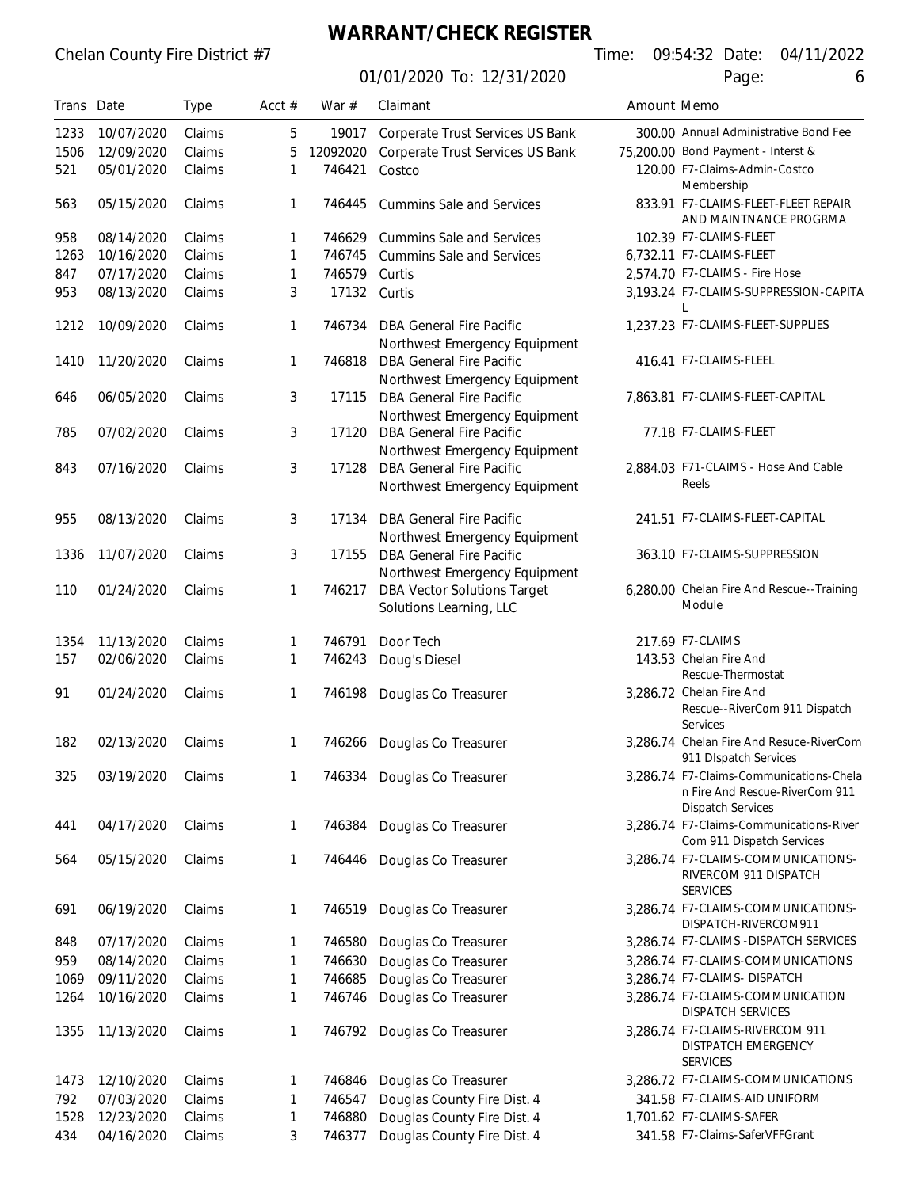# WARRANT/CHECK REGISTER

Chelan County Fire District #7

01/01/2020 To: 12/31/2020

Time: 09:54:32 Date: 04/11/2022

| Trans | Date | Type | Acct # | War # | Claimant | Amount | Memo |
|---|---|---|---|---|---|---|---|
| 1233 | 10/07/2020 | Claims | 5 | 19017 | Corperate Trust Services US Bank | 300.00 | Annual Administrative Bond Fee |
| 1506 | 12/09/2020 | Claims | 5 | 12092020 | Corperate Trust Services US Bank | 75,200.00 | Bond Payment - Interst & |
| 521 | 05/01/2020 | Claims | 1 | 746421 | Costco | 120.00 | F7-Claims-Admin-Costco Membership |
| 563 | 05/15/2020 | Claims | 1 | 746445 | Cummins Sale and Services | 833.91 | F7-CLAIMS-FLEET-FLEET REPAIR AND MAINTNANCE PROGRMA |
| 958 | 08/14/2020 | Claims | 1 | 746629 | Cummins Sale and Services | 102.39 | F7-CLAIMS-FLEET |
| 1263 | 10/16/2020 | Claims | 1 | 746745 | Cummins Sale and Services | 6,732.11 | F7-CLAIMS-FLEET |
| 847 | 07/17/2020 | Claims | 1 | 746579 | Curtis | 2,574.70 | F7-CLAIMS - Fire Hose |
| 953 | 08/13/2020 | Claims | 3 | 17132 | Curtis | 3,193.24 | F7-CLAIMS-SUPPRESSION-CAPITAL |
| 1212 | 10/09/2020 | Claims | 1 | 746734 | DBA General Fire Pacific Northwest Emergency Equipment | 1,237.23 | F7-CLAIMS-FLEET-SUPPLIES |
| 1410 | 11/20/2020 | Claims | 1 | 746818 | DBA General Fire Pacific Northwest Emergency Equipment | 416.41 | F7-CLAIMS-FLEEL |
| 646 | 06/05/2020 | Claims | 3 | 17115 | DBA General Fire Pacific Northwest Emergency Equipment | 7,863.81 | F7-CLAIMS-FLEET-CAPITAL |
| 785 | 07/02/2020 | Claims | 3 | 17120 | DBA General Fire Pacific Northwest Emergency Equipment | 77.18 | F7-CLAIMS-FLEET |
| 843 | 07/16/2020 | Claims | 3 | 17128 | DBA General Fire Pacific Northwest Emergency Equipment | 2,884.03 | F71-CLAIMS - Hose And Cable Reels |
| 955 | 08/13/2020 | Claims | 3 | 17134 | DBA General Fire Pacific Northwest Emergency Equipment | 241.51 | F7-CLAIMS-FLEET-CAPITAL |
| 1336 | 11/07/2020 | Claims | 3 | 17155 | DBA General Fire Pacific Northwest Emergency Equipment | 363.10 | F7-CLAIMS-SUPPRESSION |
| 110 | 01/24/2020 | Claims | 1 | 746217 | DBA Vector Solutions Target Solutions Learning, LLC | 6,280.00 | Chelan Fire And Rescue--Training Module |
| 1354 | 11/13/2020 | Claims | 1 | 746791 | Door Tech | 217.69 | F7-CLAIMS |
| 157 | 02/06/2020 | Claims | 1 | 746243 | Doug's Diesel | 143.53 | Chelan Fire And Rescue-Thermostat |
| 91 | 01/24/2020 | Claims | 1 | 746198 | Douglas Co Treasurer | 3,286.72 | Chelan Fire And Rescue--RiverCom 911 Dispatch Services |
| 182 | 02/13/2020 | Claims | 1 | 746266 | Douglas Co Treasurer | 3,286.74 | Chelan Fire And Resuce-RiverCom 911 DIspatch Services |
| 325 | 03/19/2020 | Claims | 1 | 746334 | Douglas Co Treasurer | 3,286.74 | F7-Claims-Communications-Chelan Fire And Rescue-RiverCom 911 Dispatch Services |
| 441 | 04/17/2020 | Claims | 1 | 746384 | Douglas Co Treasurer | 3,286.74 | F7-Claims-Communications-River Com 911 Dispatch Services |
| 564 | 05/15/2020 | Claims | 1 | 746446 | Douglas Co Treasurer | 3,286.74 | F7-CLAIMS-COMMUNICATIONS-RIVERCOM 911 DISPATCH SERVICES |
| 691 | 06/19/2020 | Claims | 1 | 746519 | Douglas Co Treasurer | 3,286.74 | F7-CLAIMS-COMMUNICATIONS-DISPATCH-RIVERCOM911 |
| 848 | 07/17/2020 | Claims | 1 | 746580 | Douglas Co Treasurer | 3,286.74 | F7-CLAIMS -DISPATCH SERVICES |
| 959 | 08/14/2020 | Claims | 1 | 746630 | Douglas Co Treasurer | 3,286.74 | F7-CLAIMS-COMMUNICATIONS |
| 1069 | 09/11/2020 | Claims | 1 | 746685 | Douglas Co Treasurer | 3,286.74 | F7-CLAIMS- DISPATCH |
| 1264 | 10/16/2020 | Claims | 1 | 746746 | Douglas Co Treasurer | 3,286.74 | F7-CLAIMS-COMMUNICATION DISPATCH SERVICES |
| 1355 | 11/13/2020 | Claims | 1 | 746792 | Douglas Co Treasurer | 3,286.74 | F7-CLAIMS-RIVERCOM 911 DISTPATCH EMERGENCY SERVICES |
| 1473 | 12/10/2020 | Claims | 1 | 746846 | Douglas Co Treasurer | 3,286.72 | F7-CLAIMS-COMMUNICATIONS |
| 792 | 07/03/2020 | Claims | 1 | 746547 | Douglas County Fire Dist. 4 | 341.58 | F7-CLAIMS-AID UNIFORM |
| 1528 | 12/23/2020 | Claims | 1 | 746880 | Douglas County Fire Dist. 4 | 1,701.62 | F7-CLAIMS-SAFER |
| 434 | 04/16/2020 | Claims | 3 | 746377 | Douglas County Fire Dist. 4 | 341.58 | F7-Claims-SaferVFFGrant |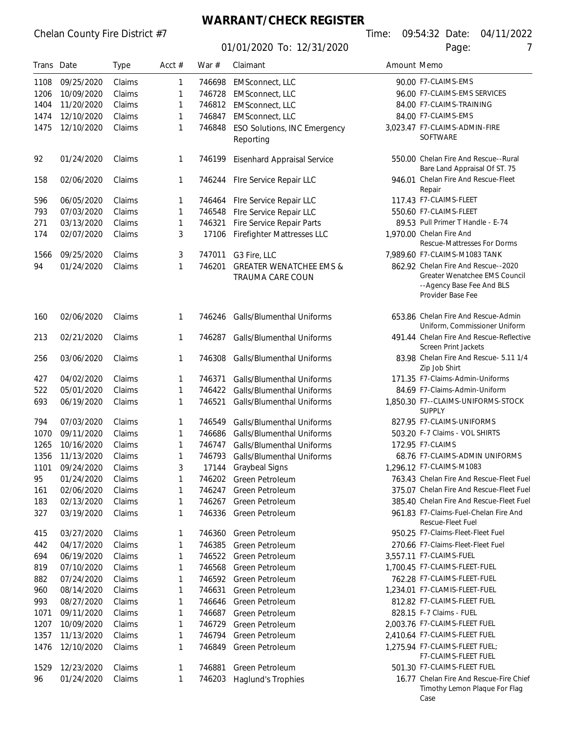# WARRANT/CHECK REGISTER

Chelan County Fire District #7

01/01/2020 To: 12/31/2020

Time: 09:54:32 Date: 04/11/2022

| Trans | Date | Type | Acct # | War # | Claimant | Amount | Memo |
|---|---|---|---|---|---|---|---|
| 1108 | 09/25/2020 | Claims | 1 | 746698 | EMSconnect, LLC | 90.00 | F7-CLAIMS-EMS |
| 1206 | 10/09/2020 | Claims | 1 | 746728 | EMSconnect, LLC | 96.00 | F7-CLAIMS-EMS SERVICES |
| 1404 | 11/20/2020 | Claims | 1 | 746812 | EMSconnect, LLC | 84.00 | F7-CLAIMS-TRAINING |
| 1474 | 12/10/2020 | Claims | 1 | 746847 | EMSconnect, LLC | 84.00 | F7-CLAIMS-EMS |
| 1475 | 12/10/2020 | Claims | 1 | 746848 | ESO Solutions, INC Emergency Reporting | 3,023.47 | F7-CLAIMS-ADMIN-FIRE SOFTWARE |
| 92 | 01/24/2020 | Claims | 1 | 746199 | Eisenhard Appraisal Service | 550.00 | Chelan Fire And Rescue--Rural Bare Land Appraisal Of ST. 75 |
| 158 | 02/06/2020 | Claims | 1 | 746244 | FIre Service Repair LLC | 946.01 | Chelan Fire And Rescue-Fleet Repair |
| 596 | 06/05/2020 | Claims | 1 | 746464 | FIre Service Repair LLC | 117.43 | F7-CLAIMS-FLEET |
| 793 | 07/03/2020 | Claims | 1 | 746548 | FIre Service Repair LLC | 550.60 | F7-CLAIMS-FLEET |
| 271 | 03/13/2020 | Claims | 1 | 746321 | Fire Service Repair Parts | 89.53 | Pull Primer T Handle - E-74 |
| 174 | 02/07/2020 | Claims | 3 | 17106 | Firefighter Mattresses LLC | 1,970.00 | Chelan Fire And Rescue-Mattresses For Dorms |
| 1566 | 09/25/2020 | Claims | 3 | 747011 | G3 Fire, LLC | 7,989.60 | F7-CLAIMS-M1083 TANK |
| 94 | 01/24/2020 | Claims | 1 | 746201 | GREATER WENATCHEE EMS & TRAUMA CARE COUN | 862.92 | Chelan Fire And Rescue--2020 Greater Wenatchee EMS Council --Agency Base Fee And BLS Provider Base Fee |
| 160 | 02/06/2020 | Claims | 1 | 746246 | Galls/Blumenthal Uniforms | 653.86 | Chelan Fire And Rescue-Admin Uniform, Commissioner Uniform |
| 213 | 02/21/2020 | Claims | 1 | 746287 | Galls/Blumenthal Uniforms | 491.44 | Chelan Fire And Rescue-Reflective Screen Print Jackets |
| 256 | 03/06/2020 | Claims | 1 | 746308 | Galls/Blumenthal Uniforms | 83.98 | Chelan Fire And Rescue- 5.11 1/4 Zip Job Shirt |
| 427 | 04/02/2020 | Claims | 1 | 746371 | Galls/Blumenthal Uniforms | 171.35 | F7-Claims-Admin-Uniforms |
| 522 | 05/01/2020 | Claims | 1 | 746422 | Galls/Blumenthal Uniforms | 84.69 | F7-Claims-Admin-Uniform |
| 693 | 06/19/2020 | Claims | 1 | 746521 | Galls/Blumenthal Uniforms | 1,850.30 | F7--CLAIMS-UNIFORMS-STOCK SUPPLY |
| 794 | 07/03/2020 | Claims | 1 | 746549 | Galls/Blumenthal Uniforms | 827.95 | F7-CLAIMS-UNIFORMS |
| 1070 | 09/11/2020 | Claims | 1 | 746686 | Galls/Blumenthal Uniforms | 503.20 | F-7 Claims - VOL SHIRTS |
| 1265 | 10/16/2020 | Claims | 1 | 746747 | Galls/Blumenthal Uniforms | 172.95 | F7-CLAIMS |
| 1356 | 11/13/2020 | Claims | 1 | 746793 | Galls/Blumenthal Uniforms | 68.76 | F7-CLAIMS-ADMIN UNIFORMS |
| 1101 | 09/24/2020 | Claims | 3 | 17144 | Graybeal Signs | 1,296.12 | F7-CLAIMS-M1083 |
| 95 | 01/24/2020 | Claims | 1 | 746202 | Green Petroleum | 763.43 | Chelan Fire And Rescue-Fleet Fuel |
| 161 | 02/06/2020 | Claims | 1 | 746247 | Green Petroleum | 375.07 | Chelan Fire And Rescue-Fleet Fuel |
| 183 | 02/13/2020 | Claims | 1 | 746267 | Green Petroleum | 385.40 | Chelan Fire And Rescue-Fleet Fuel |
| 327 | 03/19/2020 | Claims | 1 | 746336 | Green Petroleum | 961.83 | F7-Claims-Fuel-Chelan Fire And Rescue-Fleet Fuel |
| 415 | 03/27/2020 | Claims | 1 | 746360 | Green Petroleum | 950.25 | F7-Claims-Fleet-Fleet Fuel |
| 442 | 04/17/2020 | Claims | 1 | 746385 | Green Petroleum | 270.66 | F7-Claims-Fleet-Fleet Fuel |
| 694 | 06/19/2020 | Claims | 1 | 746522 | Green Petroleum | 3,557.11 | F7-CLAIMS-FUEL |
| 819 | 07/10/2020 | Claims | 1 | 746568 | Green Petroleum | 1,700.45 | F7-CLAIMS-FLEET-FUEL |
| 882 | 07/24/2020 | Claims | 1 | 746592 | Green Petroleum | 762.28 | F7-CLAIMS-FLEET-FUEL |
| 960 | 08/14/2020 | Claims | 1 | 746631 | Green Petroleum | 1,234.01 | F7-CLAMIS-FLEET-FUEL |
| 993 | 08/27/2020 | Claims | 1 | 746646 | Green Petroleum | 812.82 | F7-CLAIMS-FLEET FUEL |
| 1071 | 09/11/2020 | Claims | 1 | 746687 | Green Petroleum | 828.15 | F-7 Claims - FUEL |
| 1207 | 10/09/2020 | Claims | 1 | 746729 | Green Petroleum | 2,003.76 | F7-CLAIMS-FLEET FUEL |
| 1357 | 11/13/2020 | Claims | 1 | 746794 | Green Petroleum | 2,410.64 | F7-CLAIMS-FLEET FUEL |
| 1476 | 12/10/2020 | Claims | 1 | 746849 | Green Petroleum | 1,275.94 | F7-CLAIMS-FLEET FUEL; F7-CLAIMS-FLEET FUEL |
| 1529 | 12/23/2020 | Claims | 1 | 746881 | Green Petroleum | 501.30 | F7-CLAIMS-FLEET FUEL |
| 96 | 01/24/2020 | Claims | 1 | 746203 | Haglund's Trophies | 16.77 | Chelan Fire And Rescue-Fire Chief Timothy Lemon Plaque For Flag Case |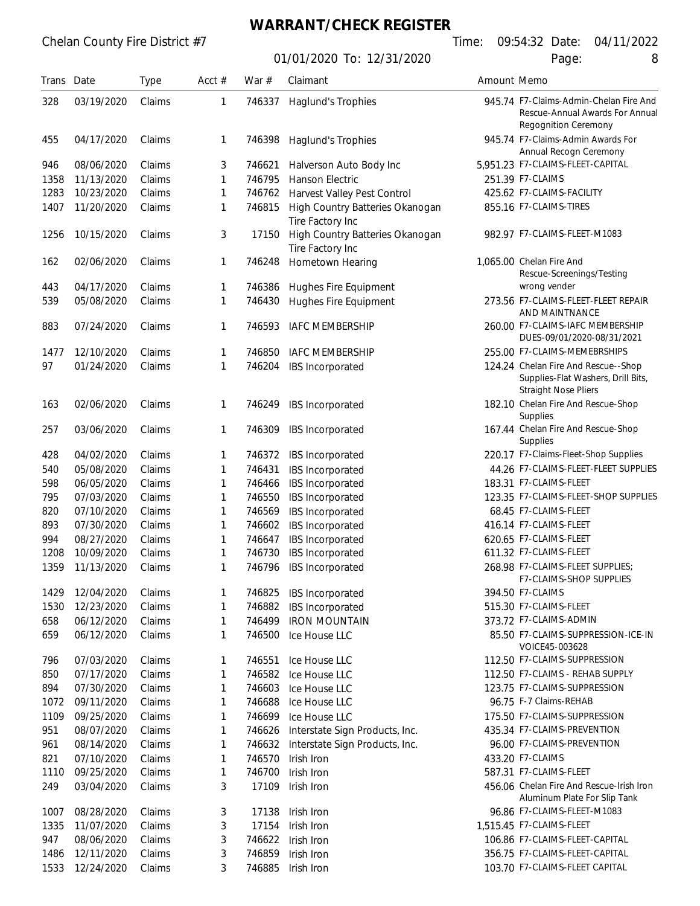# WARRANT/CHECK REGISTER

Chelan County Fire District #7

01/01/2020 To: 12/31/2020

Time: 09:54:32 Date: 04/11/2022

| Trans | Date | Type | Acct # | War # | Claimant | Amount | Memo |
|---|---|---|---|---|---|---|---|
| 328 | 03/19/2020 | Claims | 1 | 746337 | Haglund's Trophies | 945.74 | F7-Claims-Admin-Chelan Fire And Rescue-Annual Awards For Annual Regognition Ceremony |
| 455 | 04/17/2020 | Claims | 1 | 746398 | Haglund's Trophies | 945.74 | F7-Claims-Admin Awards For Annual Recogn Ceremony |
| 946 | 08/06/2020 | Claims | 3 | 746621 | Halverson Auto Body Inc | 5,951.23 | F7-CLAIMS-FLEET-CAPITAL |
| 1358 | 11/13/2020 | Claims | 1 | 746795 | Hanson Electric | 251.39 | F7-CLAIMS |
| 1283 | 10/23/2020 | Claims | 1 | 746762 | Harvest Valley Pest Control | 425.62 | F7-CLAIMS-FACILITY |
| 1407 | 11/20/2020 | Claims | 1 | 746815 | High Country Batteries Okanogan Tire Factory Inc | 855.16 | F7-CLAIMS-TIRES |
| 1256 | 10/15/2020 | Claims | 3 | 17150 | High Country Batteries Okanogan Tire Factory Inc | 982.97 | F7-CLAIMS-FLEET-M1083 |
| 162 | 02/06/2020 | Claims | 1 | 746248 | Hometown Hearing | 1,065.00 | Chelan Fire And Rescue-Screenings/Testing |
| 443 | 04/17/2020 | Claims | 1 | 746386 | Hughes Fire Equipment | | wrong vender |
| 539 | 05/08/2020 | Claims | 1 | 746430 | Hughes Fire Equipment | 273.56 | F7-CLAIMS-FLEET-FLEET REPAIR AND MAINTNANCE |
| 883 | 07/24/2020 | Claims | 1 | 746593 | IAFC MEMBERSHIP | 260.00 | F7-CLAIMS-IAFC MEMBERSHIP DUES-09/01/2020-08/31/2021 |
| 1477 | 12/10/2020 | Claims | 1 | 746850 | IAFC MEMBERSHIP | 255.00 | F7-CLAIMS-MEMEBRSHIPS |
| 97 | 01/24/2020 | Claims | 1 | 746204 | IBS Incorporated | 124.24 | Chelan Fire And Rescue--Shop Supplies-Flat Washers, Drill Bits, Straight Nose Pliers |
| 163 | 02/06/2020 | Claims | 1 | 746249 | IBS Incorporated | 182.10 | Chelan Fire And Rescue-Shop Supplies |
| 257 | 03/06/2020 | Claims | 1 | 746309 | IBS Incorporated | 167.44 | Chelan Fire And Rescue-Shop Supplies |
| 428 | 04/02/2020 | Claims | 1 | 746372 | IBS Incorporated | 220.17 | F7-Claims-Fleet-Shop Supplies |
| 540 | 05/08/2020 | Claims | 1 | 746431 | IBS Incorporated | 44.26 | F7-CLAIMS-FLEET-FLEET SUPPLIES |
| 598 | 06/05/2020 | Claims | 1 | 746466 | IBS Incorporated | 183.31 | F7-CLAIMS-FLEET |
| 795 | 07/03/2020 | Claims | 1 | 746550 | IBS Incorporated | 123.35 | F7-CLAIMS-FLEET-SHOP SUPPLIES |
| 820 | 07/10/2020 | Claims | 1 | 746569 | IBS Incorporated | 68.45 | F7-CLAIMS-FLEET |
| 893 | 07/30/2020 | Claims | 1 | 746602 | IBS Incorporated | 416.14 | F7-CLAIMS-FLEET |
| 994 | 08/27/2020 | Claims | 1 | 746647 | IBS Incorporated | 620.65 | F7-CLAIMS-FLEET |
| 1208 | 10/09/2020 | Claims | 1 | 746730 | IBS Incorporated | 611.32 | F7-CLAIMS-FLEET |
| 1359 | 11/13/2020 | Claims | 1 | 746796 | IBS Incorporated | 268.98 | F7-CLAIMS-FLEET SUPPLIES; F7-CLAIMS-SHOP SUPPLIES |
| 1429 | 12/04/2020 | Claims | 1 | 746825 | IBS Incorporated | 394.50 | F7-CLAIMS |
| 1530 | 12/23/2020 | Claims | 1 | 746882 | IBS Incorporated | 515.30 | F7-CLAIMS-FLEET |
| 658 | 06/12/2020 | Claims | 1 | 746499 | IRON MOUNTAIN | 373.72 | F7-CLAIMS-ADMIN |
| 659 | 06/12/2020 | Claims | 1 | 746500 | Ice House LLC | 85.50 | F7-CLAIMS-SUPPRESSION-ICE-IN VOICE45-003628 |
| 796 | 07/03/2020 | Claims | 1 | 746551 | Ice House LLC | 112.50 | F7-CLAIMS-SUPPRESSION |
| 850 | 07/17/2020 | Claims | 1 | 746582 | Ice House LLC | 112.50 | F7-CLAIMS - REHAB SUPPLY |
| 894 | 07/30/2020 | Claims | 1 | 746603 | Ice House LLC | 123.75 | F7-CLAIMS-SUPPRESSION |
| 1072 | 09/11/2020 | Claims | 1 | 746688 | Ice House LLC | 96.75 | F-7 Claims-REHAB |
| 1109 | 09/25/2020 | Claims | 1 | 746699 | Ice House LLC | 175.50 | F7-CLAIMS-SUPPRESSION |
| 951 | 08/07/2020 | Claims | 1 | 746626 | Interstate Sign Products, Inc. | 435.34 | F7-CLAIMS-PREVENTION |
| 961 | 08/14/2020 | Claims | 1 | 746632 | Interstate Sign Products, Inc. | 96.00 | F7-CLAIMS-PREVENTION |
| 821 | 07/10/2020 | Claims | 1 | 746570 | Irish Iron | 433.20 | F7-CLAIMS |
| 1110 | 09/25/2020 | Claims | 1 | 746700 | Irish Iron | 587.31 | F7-CLAIMS-FLEET |
| 249 | 03/04/2020 | Claims | 3 | 17109 | Irish Iron | 456.06 | Chelan Fire And Rescue-Irish Iron Aluminum Plate For Slip Tank |
| 1007 | 08/28/2020 | Claims | 3 | 17138 | Irish Iron | 96.86 | F7-CLAIMS-FLEET-M1083 |
| 1335 | 11/07/2020 | Claims | 3 | 17154 | Irish Iron | 1,515.45 | F7-CLAIMS-FLEET |
| 947 | 08/06/2020 | Claims | 3 | 746622 | Irish Iron | 106.86 | F7-CLAIMS-FLEET-CAPITAL |
| 1486 | 12/11/2020 | Claims | 3 | 746859 | Irish Iron | 356.75 | F7-CLAIMS-FLEET-CAPITAL |
| 1533 | 12/24/2020 | Claims | 3 | 746885 | Irish Iron | 103.70 | F7-CLAIMS-FLEET CAPITAL |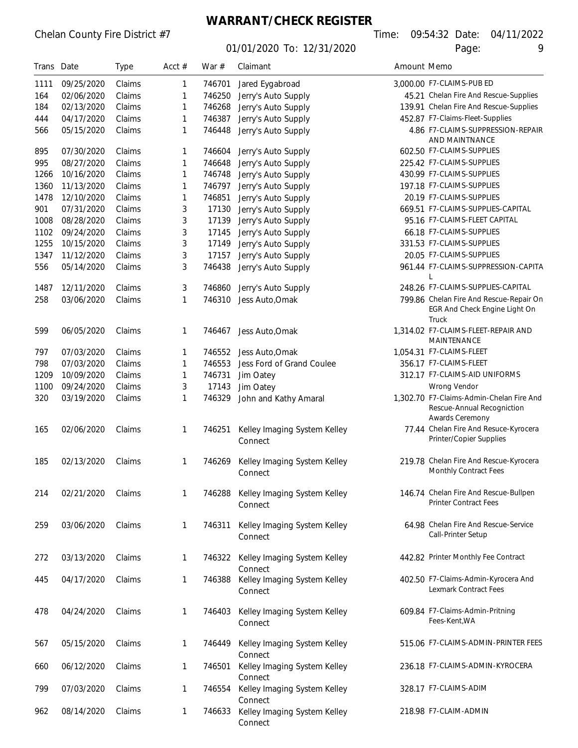# WARRANT/CHECK REGISTER

Chelan County Fire District #7

01/01/2020 To: 12/31/2020

Time: 09:54:32 Date: 04/11/2022

| Trans | Date | Type | Acct # | War # | Claimant | Amount | Memo |
|---|---|---|---|---|---|---|---|
| 1111 | 09/25/2020 | Claims | 1 | 746701 | Jared Eygabroad | 3,000.00 | F7-CLAIMS-PUB ED |
| 164 | 02/06/2020 | Claims | 1 | 746250 | Jerry's Auto Supply | 45.21 | Chelan Fire And Rescue-Supplies |
| 184 | 02/13/2020 | Claims | 1 | 746268 | Jerry's Auto Supply | 139.91 | Chelan Fire And Rescue-Supplies |
| 444 | 04/17/2020 | Claims | 1 | 746387 | Jerry's Auto Supply | 452.87 | F7-Claims-Fleet-Supplies |
| 566 | 05/15/2020 | Claims | 1 | 746448 | Jerry's Auto Supply | 4.86 | F7-CLAIMS-SUPPRESSION-REPAIR AND MAINTNANCE |
| 895 | 07/30/2020 | Claims | 1 | 746604 | Jerry's Auto Supply | 602.50 | F7-CLAIMS-SUPPLIES |
| 995 | 08/27/2020 | Claims | 1 | 746648 | Jerry's Auto Supply | 225.42 | F7-CLAIMS-SUPPLIES |
| 1266 | 10/16/2020 | Claims | 1 | 746748 | Jerry's Auto Supply | 430.99 | F7-CLAIMS-SUPPLIES |
| 1360 | 11/13/2020 | Claims | 1 | 746797 | Jerry's Auto Supply | 197.18 | F7-CLAIMS-SUPPLIES |
| 1478 | 12/10/2020 | Claims | 1 | 746851 | Jerry's Auto Supply | 20.19 | F7-CLAIMS-SUPPLIES |
| 901 | 07/31/2020 | Claims | 3 | 17130 | Jerry's Auto Supply | 669.51 | F7-CLAIMS-SUPPLIES-CAPITAL |
| 1008 | 08/28/2020 | Claims | 3 | 17139 | Jerry's Auto Supply | 95.16 | F7-CLAIMS-FLEET CAPITAL |
| 1102 | 09/24/2020 | Claims | 3 | 17145 | Jerry's Auto Supply | 66.18 | F7-CLAIMS-SUPPLIES |
| 1255 | 10/15/2020 | Claims | 3 | 17149 | Jerry's Auto Supply | 331.53 | F7-CLAIMS-SUPPLIES |
| 1347 | 11/12/2020 | Claims | 3 | 17157 | Jerry's Auto Supply | 20.05 | F7-CLAIMS-SUPPLIES |
| 556 | 05/14/2020 | Claims | 3 | 746438 | Jerry's Auto Supply | 961.44 | F7-CLAIMS-SUPPRESSION-CAPITAL |
| 1487 | 12/11/2020 | Claims | 3 | 746860 | Jerry's Auto Supply | 248.26 | F7-CLAIMS-SUPPLIES-CAPITAL |
| 258 | 03/06/2020 | Claims | 1 | 746310 | Jess Auto,Omak | 799.86 | Chelan Fire And Rescue-Repair On EGR And Check Engine Light On Truck |
| 599 | 06/05/2020 | Claims | 1 | 746467 | Jess Auto,Omak | 1,314.02 | F7-CLAIMS-FLEET-REPAIR AND MAINTENANCE |
| 797 | 07/03/2020 | Claims | 1 | 746552 | Jess Auto,Omak | 1,054.31 | F7-CLAIMS-FLEET |
| 798 | 07/03/2020 | Claims | 1 | 746553 | Jess Ford of Grand Coulee | 356.17 | F7-CLAIMS-FLEET |
| 1209 | 10/09/2020 | Claims | 1 | 746731 | Jim Oatey | 312.17 | F7-CLAIMS-AID UNIFORMS |
| 1100 | 09/24/2020 | Claims | 3 | 17143 | Jim Oatey | | Wrong Vendor |
| 320 | 03/19/2020 | Claims | 1 | 746329 | John and Kathy Amaral | 1,302.70 | F7-Claims-Admin-Chelan Fire And Rescue-Annual Recognition Awards Ceremony |
| 165 | 02/06/2020 | Claims | 1 | 746251 | Kelley Imaging System Kelley Connect | 77.44 | Chelan Fire And Resuce-Kyrocera Printer/Copier Supplies |
| 185 | 02/13/2020 | Claims | 1 | 746269 | Kelley Imaging System Kelley Connect | 219.78 | Chelan Fire And Rescue-Kyrocera Monthly Contract Fees |
| 214 | 02/21/2020 | Claims | 1 | 746288 | Kelley Imaging System Kelley Connect | 146.74 | Chelan Fire And Rescue-Bullpen Printer Contract Fees |
| 259 | 03/06/2020 | Claims | 1 | 746311 | Kelley Imaging System Kelley Connect | 64.98 | Chelan Fire And Rescue-Service Call-Printer Setup |
| 272 | 03/13/2020 | Claims | 1 | 746322 | Kelley Imaging System Kelley Connect | 442.82 | Printer Monthly Fee Contract |
| 445 | 04/17/2020 | Claims | 1 | 746388 | Kelley Imaging System Kelley Connect | 402.50 | F7-Claims-Admin-Kyrocera And Lexmark Contract Fees |
| 478 | 04/24/2020 | Claims | 1 | 746403 | Kelley Imaging System Kelley Connect | 609.84 | F7-Claims-Admin-Pritning Fees-Kent,WA |
| 567 | 05/15/2020 | Claims | 1 | 746449 | Kelley Imaging System Kelley Connect | 515.06 | F7-CLAIMS-ADMIN-PRINTER FEES |
| 660 | 06/12/2020 | Claims | 1 | 746501 | Kelley Imaging System Kelley Connect | 236.18 | F7-CLAIMS-ADMIN-KYROCERA |
| 799 | 07/03/2020 | Claims | 1 | 746554 | Kelley Imaging System Kelley Connect | 328.17 | F7-CLAIMS-ADIM |
| 962 | 08/14/2020 | Claims | 1 | 746633 | Kelley Imaging System Kelley Connect | 218.98 | F7-CLAIM-ADMIN |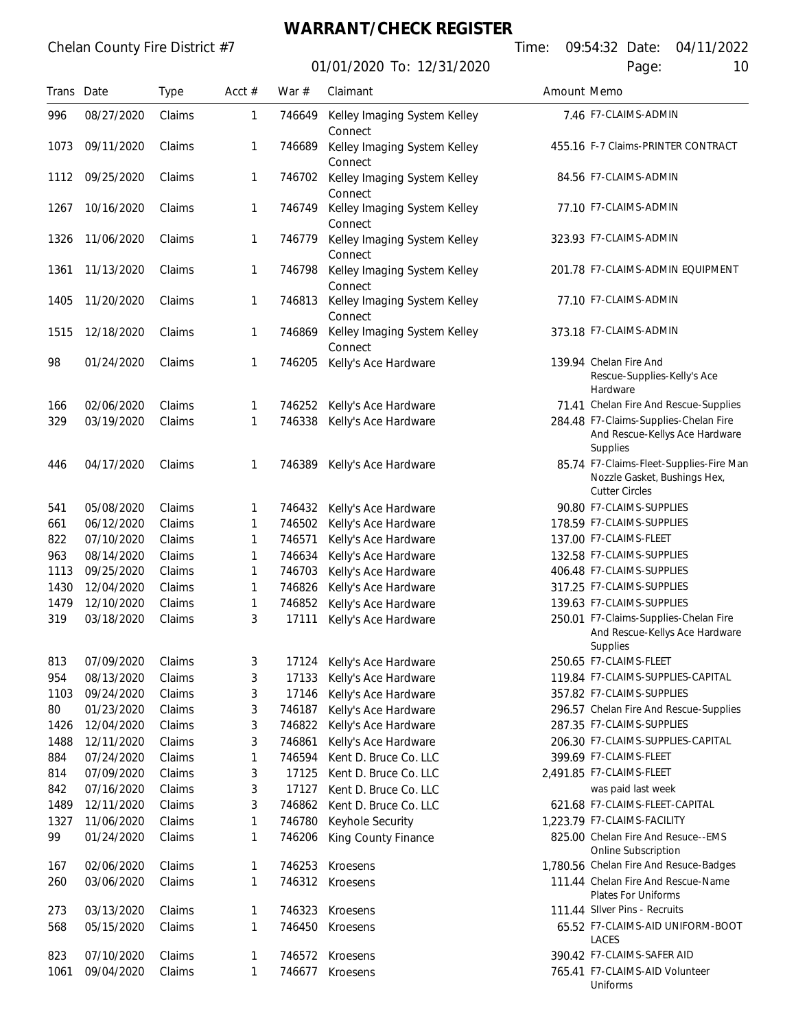# WARRANT/CHECK REGISTER

Chelan County Fire District #7

01/01/2020 To: 12/31/2020

Time: 09:54:32 Date: 04/11/2022

| Trans | Date | Type | Acct # | War # | Claimant | Amount | Memo |
|---|---|---|---|---|---|---|---|
| 996 | 08/27/2020 | Claims | 1 | 746649 | Kelley Imaging System Kelley Connect | 7.46 | F7-CLAIMS-ADMIN |
| 1073 | 09/11/2020 | Claims | 1 | 746689 | Kelley Imaging System Kelley Connect | 455.16 | F-7 Claims-PRINTER CONTRACT |
| 1112 | 09/25/2020 | Claims | 1 | 746702 | Kelley Imaging System Kelley Connect | 84.56 | F7-CLAIMS-ADMIN |
| 1267 | 10/16/2020 | Claims | 1 | 746749 | Kelley Imaging System Kelley Connect | 77.10 | F7-CLAIMS-ADMIN |
| 1326 | 11/06/2020 | Claims | 1 | 746779 | Kelley Imaging System Kelley Connect | 323.93 | F7-CLAIMS-ADMIN |
| 1361 | 11/13/2020 | Claims | 1 | 746798 | Kelley Imaging System Kelley Connect | 201.78 | F7-CLAIMS-ADMIN EQUIPMENT |
| 1405 | 11/20/2020 | Claims | 1 | 746813 | Kelley Imaging System Kelley Connect | 77.10 | F7-CLAIMS-ADMIN |
| 1515 | 12/18/2020 | Claims | 1 | 746869 | Kelley Imaging System Kelley Connect | 373.18 | F7-CLAIMS-ADMIN |
| 98 | 01/24/2020 | Claims | 1 | 746205 | Kelly's Ace Hardware | 139.94 | Chelan Fire And Rescue-Supplies-Kelly's Ace Hardware |
| 166 | 02/06/2020 | Claims | 1 | 746252 | Kelly's Ace Hardware | 71.41 | Chelan Fire And Rescue-Supplies |
| 329 | 03/19/2020 | Claims | 1 | 746338 | Kelly's Ace Hardware | 284.48 | F7-Claims-Supplies-Chelan Fire And Rescue-Kellys Ace Hardware Supplies |
| 446 | 04/17/2020 | Claims | 1 | 746389 | Kelly's Ace Hardware | 85.74 | F7-Claims-Fleet-Supplies-Fire Man Nozzle Gasket, Bushings Hex, Cutter Circles |
| 541 | 05/08/2020 | Claims | 1 | 746432 | Kelly's Ace Hardware | 90.80 | F7-CLAIMS-SUPPLIES |
| 661 | 06/12/2020 | Claims | 1 | 746502 | Kelly's Ace Hardware | 178.59 | F7-CLAIMS-SUPPLIES |
| 822 | 07/10/2020 | Claims | 1 | 746571 | Kelly's Ace Hardware | 137.00 | F7-CLAIMS-FLEET |
| 963 | 08/14/2020 | Claims | 1 | 746634 | Kelly's Ace Hardware | 132.58 | F7-CLAIMS-SUPPLIES |
| 1113 | 09/25/2020 | Claims | 1 | 746703 | Kelly's Ace Hardware | 406.48 | F7-CLAIMS-SUPPLIES |
| 1430 | 12/04/2020 | Claims | 1 | 746826 | Kelly's Ace Hardware | 317.25 | F7-CLAIMS-SUPPLIES |
| 1479 | 12/10/2020 | Claims | 1 | 746852 | Kelly's Ace Hardware | 139.63 | F7-CLAIMS-SUPPLIES |
| 319 | 03/18/2020 | Claims | 3 | 17111 | Kelly's Ace Hardware | 250.01 | F7-Claims-Supplies-Chelan Fire And Rescue-Kellys Ace Hardware Supplies |
| 813 | 07/09/2020 | Claims | 3 | 17124 | Kelly's Ace Hardware | 250.65 | F7-CLAIMS-FLEET |
| 954 | 08/13/2020 | Claims | 3 | 17133 | Kelly's Ace Hardware | 119.84 | F7-CLAIMS-SUPPLIES-CAPITAL |
| 1103 | 09/24/2020 | Claims | 3 | 17146 | Kelly's Ace Hardware | 357.82 | F7-CLAIMS-SUPPLIES |
| 80 | 01/23/2020 | Claims | 3 | 746187 | Kelly's Ace Hardware | 296.57 | Chelan Fire And Rescue-Supplies |
| 1426 | 12/04/2020 | Claims | 3 | 746822 | Kelly's Ace Hardware | 287.35 | F7-CLAIMS-SUPPLIES |
| 1488 | 12/11/2020 | Claims | 3 | 746861 | Kelly's Ace Hardware | 206.30 | F7-CLAIMS-SUPPLIES-CAPITAL |
| 884 | 07/24/2020 | Claims | 1 | 746594 | Kent D. Bruce Co. LLC | 399.69 | F7-CLAIMS-FLEET |
| 814 | 07/09/2020 | Claims | 3 | 17125 | Kent D. Bruce Co. LLC | 2,491.85 | F7-CLAIMS-FLEET |
| 842 | 07/16/2020 | Claims | 3 | 17127 | Kent D. Bruce Co. LLC | | was paid last week |
| 1489 | 12/11/2020 | Claims | 3 | 746862 | Kent D. Bruce Co. LLC | 621.68 | F7-CLAIMS-FLEET-CAPITAL |
| 1327 | 11/06/2020 | Claims | 1 | 746780 | Keyhole Security | 1,223.79 | F7-CLAIMS-FACILITY |
| 99 | 01/24/2020 | Claims | 1 | 746206 | King County Finance | 825.00 | Chelan Fire And Resuce--EMS Online Subscription |
| 167 | 02/06/2020 | Claims | 1 | 746253 | Kroesens | 1,780.56 | Chelan Fire And Resuce-Badges |
| 260 | 03/06/2020 | Claims | 1 | 746312 | Kroesens | 111.44 | Chelan Fire And Rescue-Name Plates For Uniforms |
| 273 | 03/13/2020 | Claims | 1 | 746323 | Kroesens | 111.44 | SIlver Pins - Recruits |
| 568 | 05/15/2020 | Claims | 1 | 746450 | Kroesens | 65.52 | F7-CLAIMS-AID UNIFORM-BOOT LACES |
| 823 | 07/10/2020 | Claims | 1 | 746572 | Kroesens | 390.42 | F7-CLAIMS-SAFER AID |
| 1061 | 09/04/2020 | Claims | 1 | 746677 | Kroesens | 765.41 | F7-CLAIMS-AID Volunteer Uniforms |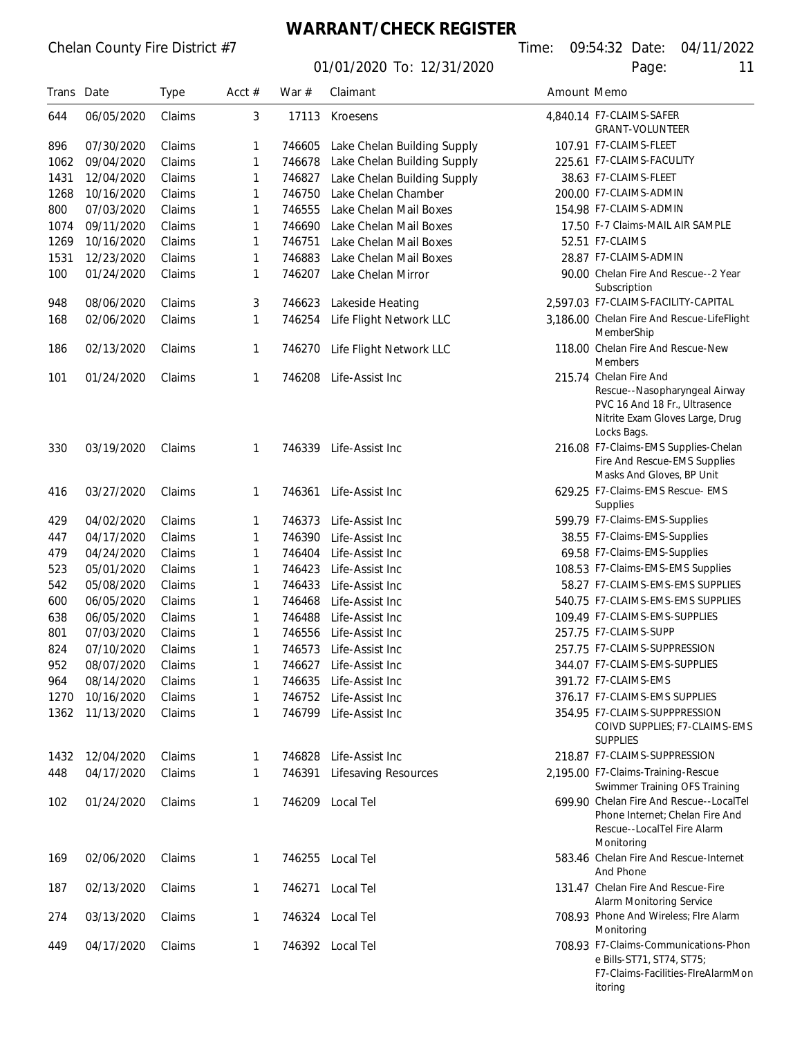# WARRANT/CHECK REGISTER

Chelan County Fire District #7

01/01/2020 To: 12/31/2020

Time: 09:54:32 Date: 04/11/2022

| Trans | Date | Type | Acct # | War # | Claimant | Amount | Memo |
|---|---|---|---|---|---|---|---|
| 644 | 06/05/2020 | Claims | 3 | 17113 | Kroesens | 4,840.14 | F7-CLAIMS-SAFER GRANT-VOLUNTEER |
| 896 | 07/30/2020 | Claims | 1 | 746605 | Lake Chelan Building Supply | 107.91 | F7-CLAIMS-FLEET |
| 1062 | 09/04/2020 | Claims | 1 | 746678 | Lake Chelan Building Supply | 225.61 | F7-CLAIMS-FACULITY |
| 1431 | 12/04/2020 | Claims | 1 | 746827 | Lake Chelan Building Supply | 38.63 | F7-CLAIMS-FLEET |
| 1268 | 10/16/2020 | Claims | 1 | 746750 | Lake Chelan Chamber | 200.00 | F7-CLAIMS-ADMIN |
| 800 | 07/03/2020 | Claims | 1 | 746555 | Lake Chelan Mail Boxes | 154.98 | F7-CLAIMS-ADMIN |
| 1074 | 09/11/2020 | Claims | 1 | 746690 | Lake Chelan Mail Boxes | 17.50 | F-7 Claims-MAIL AIR SAMPLE |
| 1269 | 10/16/2020 | Claims | 1 | 746751 | Lake Chelan Mail Boxes | 52.51 | F7-CLAIMS |
| 1531 | 12/23/2020 | Claims | 1 | 746883 | Lake Chelan Mail Boxes | 28.87 | F7-CLAIMS-ADMIN |
| 100 | 01/24/2020 | Claims | 1 | 746207 | Lake Chelan Mirror | 90.00 | Chelan Fire And Rescue--2 Year Subscription |
| 948 | 08/06/2020 | Claims | 3 | 746623 | Lakeside Heating | 2,597.03 | F7-CLAIMS-FACILITY-CAPITAL |
| 168 | 02/06/2020 | Claims | 1 | 746254 | Life Flight Network LLC | 3,186.00 | Chelan Fire And Rescue-LifeFlight MemberShip |
| 186 | 02/13/2020 | Claims | 1 | 746270 | Life Flight Network LLC | 118.00 | Chelan Fire And Rescue-New Members |
| 101 | 01/24/2020 | Claims | 1 | 746208 | Life-Assist Inc | 215.74 | Chelan Fire And Rescue--Nasopharyngeal Airway PVC 16 And 18 Fr., Ultrasence Nitrite Exam Gloves Large, Drug Locks Bags. |
| 330 | 03/19/2020 | Claims | 1 | 746339 | Life-Assist Inc | 216.08 | F7-Claims-EMS Supplies-Chelan Fire And Rescue-EMS Supplies Masks And Gloves, BP Unit |
| 416 | 03/27/2020 | Claims | 1 | 746361 | Life-Assist Inc | 629.25 | F7-Claims-EMS Rescue- EMS Supplies |
| 429 | 04/02/2020 | Claims | 1 | 746373 | Life-Assist Inc | 599.79 | F7-Claims-EMS-Supplies |
| 447 | 04/17/2020 | Claims | 1 | 746390 | Life-Assist Inc | 38.55 | F7-Claims-EMS-Supplies |
| 479 | 04/24/2020 | Claims | 1 | 746404 | Life-Assist Inc | 69.58 | F7-Claims-EMS-Supplies |
| 523 | 05/01/2020 | Claims | 1 | 746423 | Life-Assist Inc | 108.53 | F7-Claims-EMS-EMS Supplies |
| 542 | 05/08/2020 | Claims | 1 | 746433 | Life-Assist Inc | 58.27 | F7-CLAIMS-EMS-EMS SUPPLIES |
| 600 | 06/05/2020 | Claims | 1 | 746468 | Life-Assist Inc | 540.75 | F7-CLAIMS-EMS-EMS SUPPLIES |
| 638 | 06/05/2020 | Claims | 1 | 746488 | Life-Assist Inc | 109.49 | F7-CLAIMS-EMS-SUPPLIES |
| 801 | 07/03/2020 | Claims | 1 | 746556 | Life-Assist Inc | 257.75 | F7-CLAIMS-SUPP |
| 824 | 07/10/2020 | Claims | 1 | 746573 | Life-Assist Inc | 257.75 | F7-CLAIMS-SUPPRESSION |
| 952 | 08/07/2020 | Claims | 1 | 746627 | Life-Assist Inc | 344.07 | F7-CLAIMS-EMS-SUPPLIES |
| 964 | 08/14/2020 | Claims | 1 | 746635 | Life-Assist Inc | 391.72 | F7-CLAIMS-EMS |
| 1270 | 10/16/2020 | Claims | 1 | 746752 | Life-Assist Inc | 376.17 | F7-CLAIMS-EMS SUPPLIES |
| 1362 | 11/13/2020 | Claims | 1 | 746799 | Life-Assist Inc | 354.95 | F7-CLAIMS-SUPPPRESSION COIVD SUPPLIES; F7-CLAIMS-EMS SUPPLIES |
| 1432 | 12/04/2020 | Claims | 1 | 746828 | Life-Assist Inc | 218.87 | F7-CLAIMS-SUPPRESSION |
| 448 | 04/17/2020 | Claims | 1 | 746391 | Lifesaving Resources | 2,195.00 | F7-Claims-Training-Rescue Swimmer Training OFS Training |
| 102 | 01/24/2020 | Claims | 1 | 746209 | Local Tel | 699.90 | Chelan Fire And Rescue--LocalTel Phone Internet; Chelan Fire And Rescue--LocalTel Fire Alarm Monitoring |
| 169 | 02/06/2020 | Claims | 1 | 746255 | Local Tel | 583.46 | Chelan Fire And Rescue-Internet And Phone |
| 187 | 02/13/2020 | Claims | 1 | 746271 | Local Tel | 131.47 | Chelan Fire And Rescue-Fire Alarm Monitoring Service |
| 274 | 03/13/2020 | Claims | 1 | 746324 | Local Tel | 708.93 | Phone And Wireless; FIre Alarm Monitoring |
| 449 | 04/17/2020 | Claims | 1 | 746392 | Local Tel | 708.93 | F7-Claims-Communications-Phone Bills-ST71, ST74, ST75; F7-Claims-Facilities-FIreAlarmMonitoring |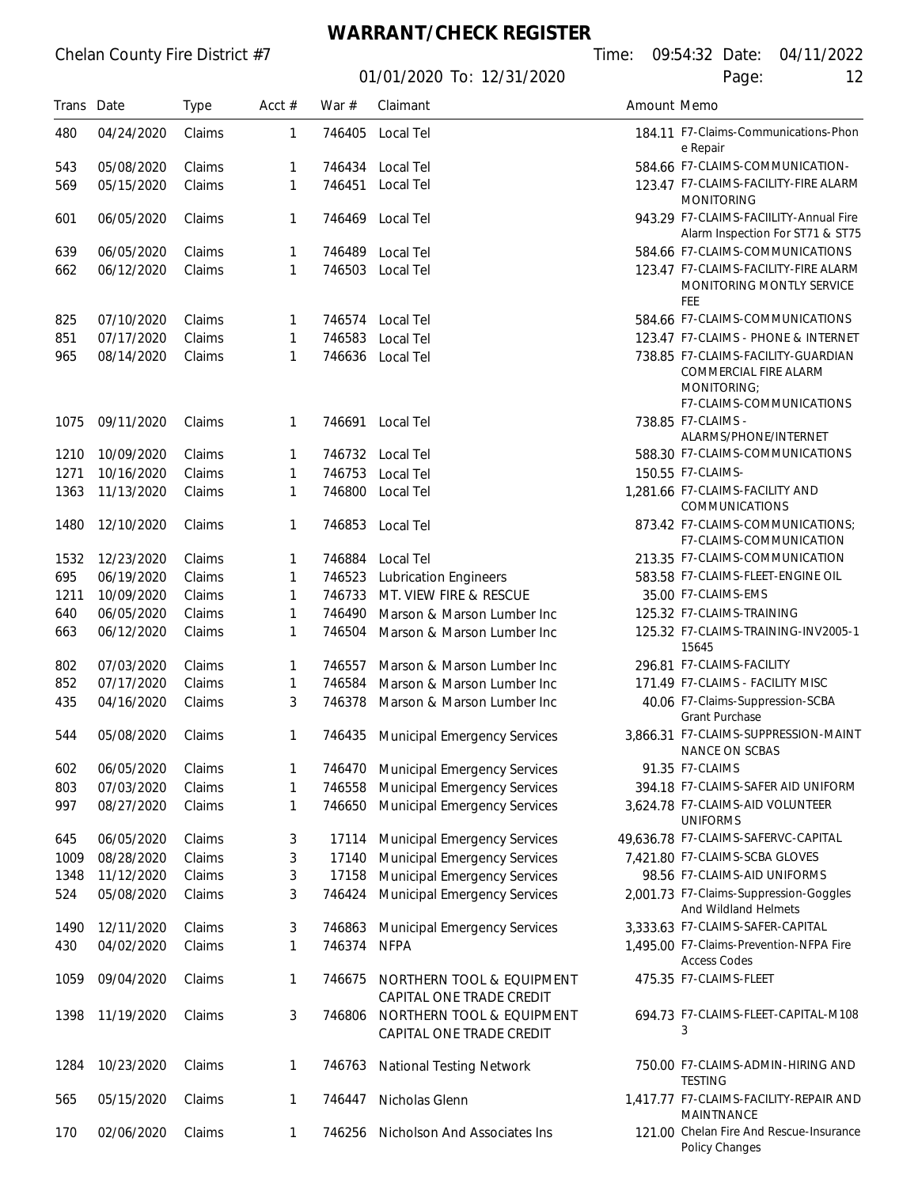# WARRANT/CHECK REGISTER

Chelan County Fire District #7

01/01/2020 To: 12/31/2020

Time: 09:54:32 Date: 04/11/2022

| Trans | Date | Type | Acct # | War # | Claimant | Amount | Memo |
|---|---|---|---|---|---|---|---|
| 480 | 04/24/2020 | Claims | 1 | 746405 | Local Tel | 184.11 | F7-Claims-Communications-Phone Repair |
| 543 | 05/08/2020 | Claims | 1 | 746434 | Local Tel | 584.66 | F7-CLAIMS-COMMUNICATION- |
| 569 | 05/15/2020 | Claims | 1 | 746451 | Local Tel | 123.47 | F7-CLAIMS-FACILITY-FIRE ALARM MONITORING |
| 601 | 06/05/2020 | Claims | 1 | 746469 | Local Tel | 943.29 | F7-CLAIMS-FACIILITY-Annual Fire Alarm Inspection For ST71 & ST75 |
| 639 | 06/05/2020 | Claims | 1 | 746489 | Local Tel | 584.66 | F7-CLAIMS-COMMUNICATIONS |
| 662 | 06/12/2020 | Claims | 1 | 746503 | Local Tel | 123.47 | F7-CLAIMS-FACILITY-FIRE ALARM MONITORING MONTLY SERVICE FEE |
| 825 | 07/10/2020 | Claims | 1 | 746574 | Local Tel | 584.66 | F7-CLAIMS-COMMUNICATIONS |
| 851 | 07/17/2020 | Claims | 1 | 746583 | Local Tel | 123.47 | F7-CLAIMS - PHONE & INTERNET |
| 965 | 08/14/2020 | Claims | 1 | 746636 | Local Tel | 738.85 | F7-CLAIMS-FACILITY-GUARDIAN COMMERCIAL FIRE ALARM MONITORING; F7-CLAIMS-COMMUNICATIONS |
| 1075 | 09/11/2020 | Claims | 1 | 746691 | Local Tel | 738.85 | F7-CLAIMS - ALARMS/PHONE/INTERNET |
| 1210 | 10/09/2020 | Claims | 1 | 746732 | Local Tel | 588.30 | F7-CLAIMS-COMMUNICATIONS |
| 1271 | 10/16/2020 | Claims | 1 | 746753 | Local Tel | 150.55 | F7-CLAIMS- |
| 1363 | 11/13/2020 | Claims | 1 | 746800 | Local Tel | 1,281.66 | F7-CLAIMS-FACILITY AND COMMUNICATIONS |
| 1480 | 12/10/2020 | Claims | 1 | 746853 | Local Tel | 873.42 | F7-CLAIMS-COMMUNICATIONS; F7-CLAIMS-COMMUNICATION |
| 1532 | 12/23/2020 | Claims | 1 | 746884 | Local Tel | 213.35 | F7-CLAIMS-COMMUNICATION |
| 695 | 06/19/2020 | Claims | 1 | 746523 | Lubrication Engineers | 583.58 | F7-CLAIMS-FLEET-ENGINE OIL |
| 1211 | 10/09/2020 | Claims | 1 | 746733 | MT. VIEW FIRE & RESCUE | 35.00 | F7-CLAIMS-EMS |
| 640 | 06/05/2020 | Claims | 1 | 746490 | Marson & Marson Lumber Inc | 125.32 | F7-CLAIMS-TRAINING |
| 663 | 06/12/2020 | Claims | 1 | 746504 | Marson & Marson Lumber Inc | 125.32 | F7-CLAIMS-TRAINING-INV2005-115645 |
| 802 | 07/03/2020 | Claims | 1 | 746557 | Marson & Marson Lumber Inc | 296.81 | F7-CLAIMS-FACILITY |
| 852 | 07/17/2020 | Claims | 1 | 746584 | Marson & Marson Lumber Inc | 171.49 | F7-CLAIMS - FACILITY MISC |
| 435 | 04/16/2020 | Claims | 3 | 746378 | Marson & Marson Lumber Inc | 40.06 | F7-Claims-Suppression-SCBA Grant Purchase |
| 544 | 05/08/2020 | Claims | 1 | 746435 | Municipal Emergency Services | 3,866.31 | F7-CLAIMS-SUPPRESSION-MAINTNANCE ON SCBAS |
| 602 | 06/05/2020 | Claims | 1 | 746470 | Municipal Emergency Services | 91.35 | F7-CLAIMS |
| 803 | 07/03/2020 | Claims | 1 | 746558 | Municipal Emergency Services | 394.18 | F7-CLAIMS-SAFER AID UNIFORM |
| 997 | 08/27/2020 | Claims | 1 | 746650 | Municipal Emergency Services | 3,624.78 | F7-CLAIMS-AID VOLUNTEER UNIFORMS |
| 645 | 06/05/2020 | Claims | 3 | 17114 | Municipal Emergency Services | 49,636.78 | F7-CLAIMS-SAFERVC-CAPITAL |
| 1009 | 08/28/2020 | Claims | 3 | 17140 | Municipal Emergency Services | 7,421.80 | F7-CLAIMS-SCBA GLOVES |
| 1348 | 11/12/2020 | Claims | 3 | 17158 | Municipal Emergency Services | 98.56 | F7-CLAIMS-AID UNIFORMS |
| 524 | 05/08/2020 | Claims | 3 | 746424 | Municipal Emergency Services | 2,001.73 | F7-Claims-Suppression-Goggles And Wildland Helmets |
| 1490 | 12/11/2020 | Claims | 3 | 746863 | Municipal Emergency Services | 3,333.63 | F7-CLAIMS-SAFER-CAPITAL |
| 430 | 04/02/2020 | Claims | 1 | 746374 | NFPA | 1,495.00 | F7-Claims-Prevention-NFPA Fire Access Codes |
| 1059 | 09/04/2020 | Claims | 1 | 746675 | NORTHERN TOOL & EQUIPMENT CAPITAL ONE TRADE CREDIT | 475.35 | F7-CLAIMS-FLEET |
| 1398 | 11/19/2020 | Claims | 3 | 746806 | NORTHERN TOOL & EQUIPMENT CAPITAL ONE TRADE CREDIT | 694.73 | F7-CLAIMS-FLEET-CAPITAL-M1083 |
| 1284 | 10/23/2020 | Claims | 1 | 746763 | National Testing Network | 750.00 | F7-CLAIMS-ADMIN-HIRING AND TESTING |
| 565 | 05/15/2020 | Claims | 1 | 746447 | Nicholas Glenn | 1,417.77 | F7-CLAIMS-FACILITY-REPAIR AND MAINTNANCE |
| 170 | 02/06/2020 | Claims | 1 | 746256 | Nicholson And Associates Ins | 121.00 | Chelan Fire And Rescue-Insurance Policy Changes |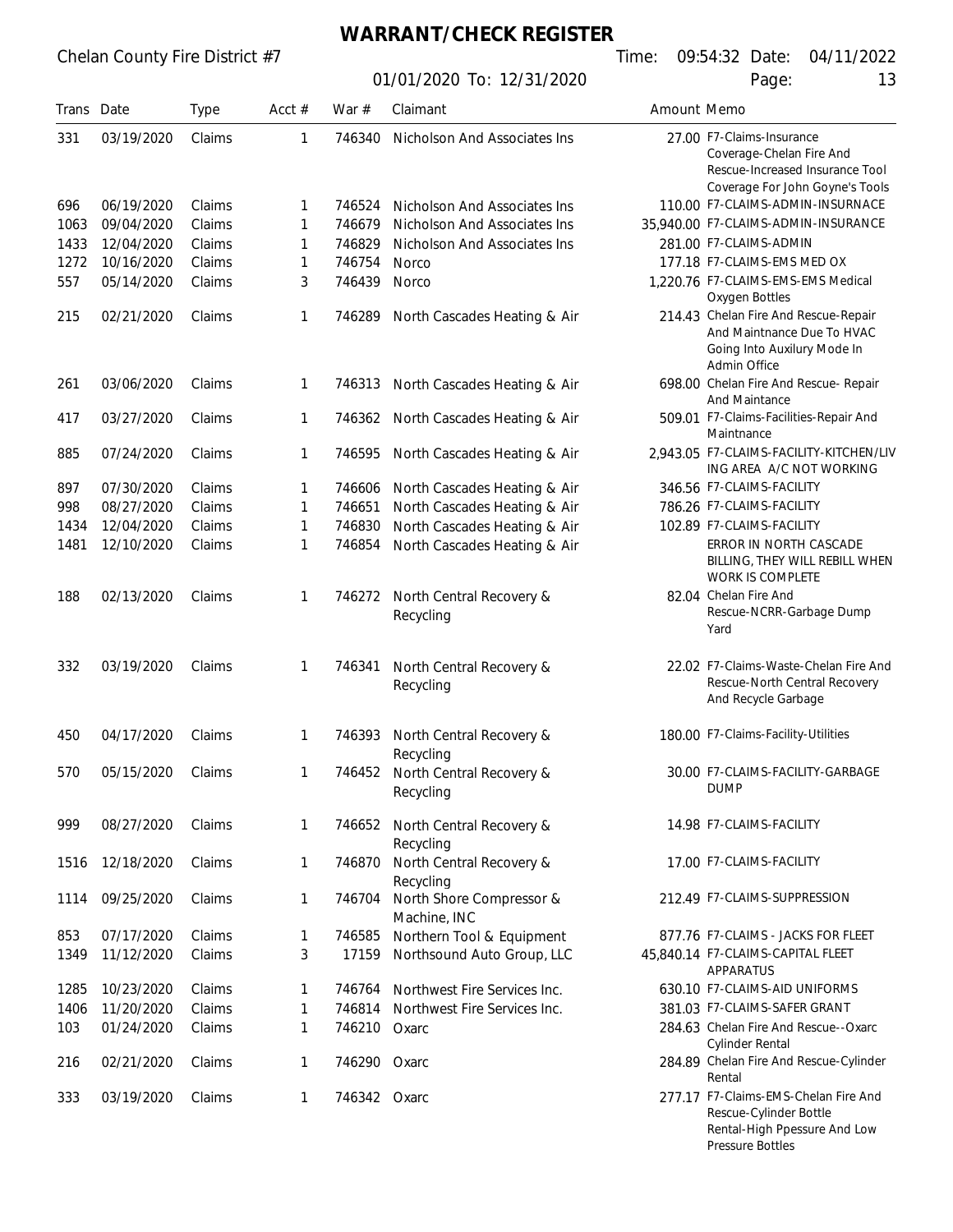# WARRANT/CHECK REGISTER

Chelan County Fire District #7

01/01/2020 To: 12/31/2020

Time: 09:54:32 Date: 04/11/2022

| Trans | Date | Type | Acct # | War # | Claimant | Amount | Memo |
|---|---|---|---|---|---|---|---|
| 331 | 03/19/2020 | Claims | 1 | 746340 | Nicholson And Associates Ins | 27.00 | F7-Claims-Insurance Coverage-Chelan Fire And Rescue-Increased Insurance Tool Coverage For John Goyne's Tools |
| 696 | 06/19/2020 | Claims | 1 | 746524 | Nicholson And Associates Ins | 110.00 | F7-CLAIMS-ADMIN-INSURNACE |
| 1063 | 09/04/2020 | Claims | 1 | 746679 | Nicholson And Associates Ins | 35,940.00 | F7-CLAIMS-ADMIN-INSURANCE |
| 1433 | 12/04/2020 | Claims | 1 | 746829 | Nicholson And Associates Ins | 281.00 | F7-CLAIMS-ADMIN |
| 1272 | 10/16/2020 | Claims | 1 | 746754 | Norco | 177.18 | F7-CLAIMS-EMS MED OX |
| 557 | 05/14/2020 | Claims | 3 | 746439 | Norco | 1,220.76 | F7-CLAIMS-EMS-EMS Medical Oxygen Bottles |
| 215 | 02/21/2020 | Claims | 1 | 746289 | North Cascades Heating & Air | 214.43 | Chelan Fire And Rescue-Repair And Maintnance Due To HVAC Going Into Auxilury Mode In Admin Office |
| 261 | 03/06/2020 | Claims | 1 | 746313 | North Cascades Heating & Air | 698.00 | Chelan Fire And Rescue- Repair And Maintance |
| 417 | 03/27/2020 | Claims | 1 | 746362 | North Cascades Heating & Air | 509.01 | F7-Claims-Facilities-Repair And Maintnance |
| 885 | 07/24/2020 | Claims | 1 | 746595 | North Cascades Heating & Air | 2,943.05 | F7-CLAIMS-FACILITY-KITCHEN/LIVING AREA A/C NOT WORKING |
| 897 | 07/30/2020 | Claims | 1 | 746606 | North Cascades Heating & Air | 346.56 | F7-CLAIMS-FACILITY |
| 998 | 08/27/2020 | Claims | 1 | 746651 | North Cascades Heating & Air | 786.26 | F7-CLAIMS-FACILITY |
| 1434 | 12/04/2020 | Claims | 1 | 746830 | North Cascades Heating & Air | 102.89 | F7-CLAIMS-FACILITY |
| 1481 | 12/10/2020 | Claims | 1 | 746854 | North Cascades Heating & Air | | ERROR IN NORTH CASCADE BILLING, THEY WILL REBILL WHEN WORK IS COMPLETE |
| 188 | 02/13/2020 | Claims | 1 | 746272 | North Central Recovery & Recycling | 82.04 | Chelan Fire And Rescue-NCRR-Garbage Dump Yard |
| 332 | 03/19/2020 | Claims | 1 | 746341 | North Central Recovery & Recycling | 22.02 | F7-Claims-Waste-Chelan Fire And Rescue-North Central Recovery And Recycle Garbage |
| 450 | 04/17/2020 | Claims | 1 | 746393 | North Central Recovery & Recycling | 180.00 | F7-Claims-Facility-Utilities |
| 570 | 05/15/2020 | Claims | 1 | 746452 | North Central Recovery & Recycling | 30.00 | F7-CLAIMS-FACILITY-GARBAGE DUMP |
| 999 | 08/27/2020 | Claims | 1 | 746652 | North Central Recovery & Recycling | 14.98 | F7-CLAIMS-FACILITY |
| 1516 | 12/18/2020 | Claims | 1 | 746870 | North Central Recovery & Recycling | 17.00 | F7-CLAIMS-FACILITY |
| 1114 | 09/25/2020 | Claims | 1 | 746704 | North Shore Compressor & Machine, INC | 212.49 | F7-CLAIMS-SUPPRESSION |
| 853 | 07/17/2020 | Claims | 1 | 746585 | Northern Tool & Equipment | 877.76 | F7-CLAIMS - JACKS FOR FLEET |
| 1349 | 11/12/2020 | Claims | 3 | 17159 | Northsound Auto Group, LLC | 45,840.14 | F7-CLAIMS-CAPITAL FLEET APPARATUS |
| 1285 | 10/23/2020 | Claims | 1 | 746764 | Northwest Fire Services Inc. | 630.10 | F7-CLAIMS-AID UNIFORMS |
| 1406 | 11/20/2020 | Claims | 1 | 746814 | Northwest Fire Services Inc. | 381.03 | F7-CLAIMS-SAFER GRANT |
| 103 | 01/24/2020 | Claims | 1 | 746210 | Oxarc | 284.63 | Chelan Fire And Rescue--Oxarc Cylinder Rental |
| 216 | 02/21/2020 | Claims | 1 | 746290 | Oxarc | 284.89 | Chelan Fire And Rescue-Cylinder Rental |
| 333 | 03/19/2020 | Claims | 1 | 746342 | Oxarc | 277.17 | F7-Claims-EMS-Chelan Fire And Rescue-Cylinder Bottle Rental-High Ppessure And Low Pressure Bottles |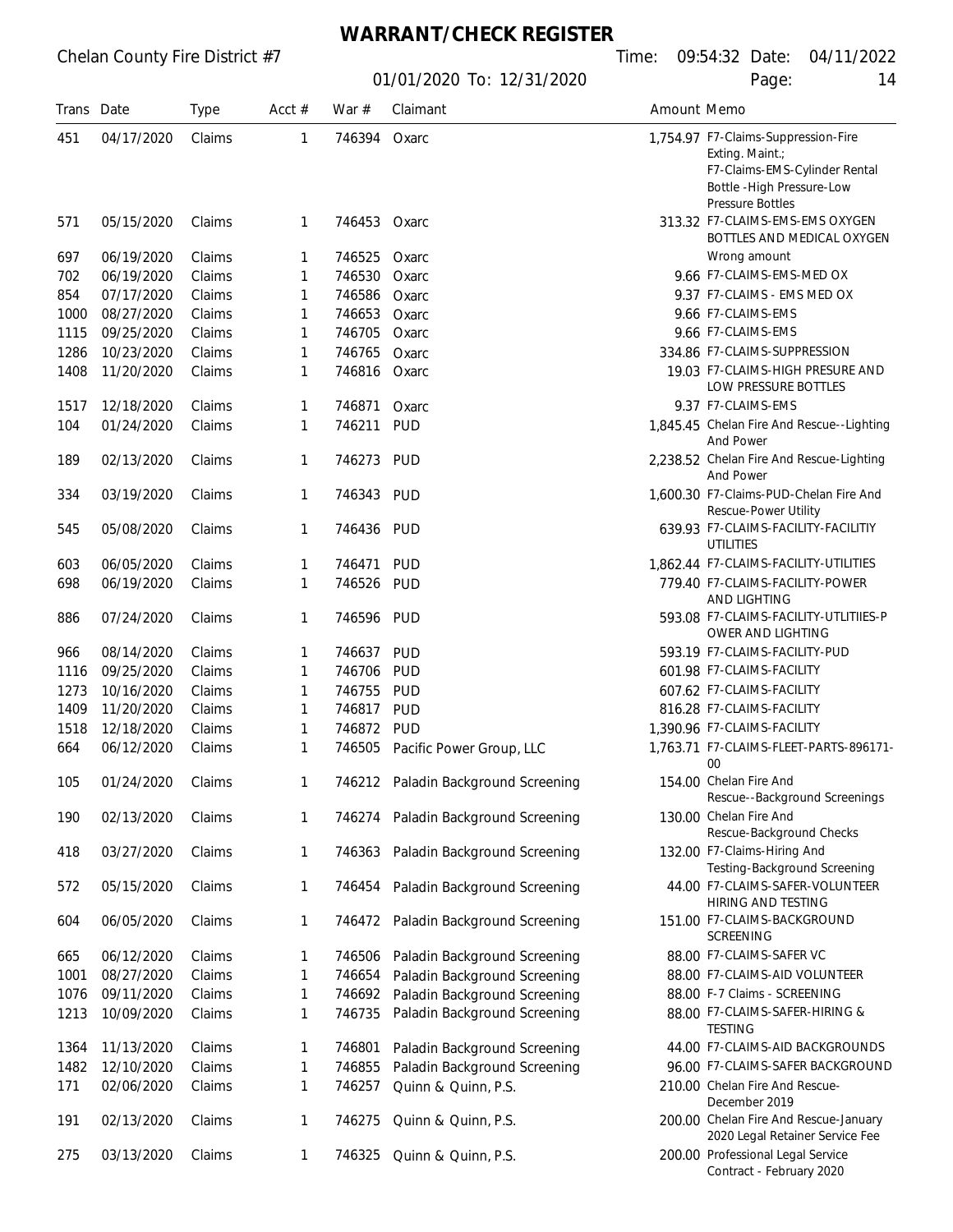# WARRANT/CHECK REGISTER

Chelan County Fire District #7

01/01/2020 To: 12/31/2020

Time: 09:54:32 Date: 04/11/2022

| Trans | Date | Type | Acct # | War # | Claimant | Amount | Memo |
|---|---|---|---|---|---|---|---|
| 451 | 04/17/2020 | Claims | 1 | 746394 | Oxarc | 1,754.97 | F7-Claims-Suppression-Fire Exting. Maint.; F7-Claims-EMS-Cylinder Rental Bottle -High Pressure-Low Pressure Bottles |
| 571 | 05/15/2020 | Claims | 1 | 746453 | Oxarc | 313.32 | F7-CLAIMS-EMS-EMS OXYGEN BOTTLES AND MEDICAL OXYGEN |
| 697 | 06/19/2020 | Claims | 1 | 746525 | Oxarc | | Wrong amount |
| 702 | 06/19/2020 | Claims | 1 | 746530 | Oxarc | 9.66 | F7-CLAIMS-EMS-MED OX |
| 854 | 07/17/2020 | Claims | 1 | 746586 | Oxarc | 9.37 | F7-CLAIMS - EMS MED OX |
| 1000 | 08/27/2020 | Claims | 1 | 746653 | Oxarc | 9.66 | F7-CLAIMS-EMS |
| 1115 | 09/25/2020 | Claims | 1 | 746705 | Oxarc | 9.66 | F7-CLAIMS-EMS |
| 1286 | 10/23/2020 | Claims | 1 | 746765 | Oxarc | 334.86 | F7-CLAIMS-SUPPRESSION |
| 1408 | 11/20/2020 | Claims | 1 | 746816 | Oxarc | 19.03 | F7-CLAIMS-HIGH PRESURE AND LOW PRESSURE BOTTLES |
| 1517 | 12/18/2020 | Claims | 1 | 746871 | Oxarc | 9.37 | F7-CLAIMS-EMS |
| 104 | 01/24/2020 | Claims | 1 | 746211 | PUD | 1,845.45 | Chelan Fire And Rescue--Lighting And Power |
| 189 | 02/13/2020 | Claims | 1 | 746273 | PUD | 2,238.52 | Chelan Fire And Rescue-Lighting And Power |
| 334 | 03/19/2020 | Claims | 1 | 746343 | PUD | 1,600.30 | F7-Claims-PUD-Chelan Fire And Rescue-Power Utility |
| 545 | 05/08/2020 | Claims | 1 | 746436 | PUD | 639.93 | F7-CLAIMS-FACILITY-FACILITIY UTILITIES |
| 603 | 06/05/2020 | Claims | 1 | 746471 | PUD | 1,862.44 | F7-CLAIMS-FACILITY-UTILITIES |
| 698 | 06/19/2020 | Claims | 1 | 746526 | PUD | 779.40 | F7-CLAIMS-FACILITY-POWER AND LIGHTING |
| 886 | 07/24/2020 | Claims | 1 | 746596 | PUD | 593.08 | F7-CLAIMS-FACILITY-UTLITIIES-POWER AND LIGHTING |
| 966 | 08/14/2020 | Claims | 1 | 746637 | PUD | 593.19 | F7-CLAIMS-FACILITY-PUD |
| 1116 | 09/25/2020 | Claims | 1 | 746706 | PUD | 601.98 | F7-CLAIMS-FACILITY |
| 1273 | 10/16/2020 | Claims | 1 | 746755 | PUD | 607.62 | F7-CLAIMS-FACILITY |
| 1409 | 11/20/2020 | Claims | 1 | 746817 | PUD | 816.28 | F7-CLAIMS-FACILITY |
| 1518 | 12/18/2020 | Claims | 1 | 746872 | PUD | 1,390.96 | F7-CLAIMS-FACILITY |
| 664 | 06/12/2020 | Claims | 1 | 746505 | Pacific Power Group, LLC | 1,763.71 | F7-CLAIMS-FLEET-PARTS-896171-00 |
| 105 | 01/24/2020 | Claims | 1 | 746212 | Paladin Background Screening | 154.00 | Chelan Fire And Rescue--Background Screenings |
| 190 | 02/13/2020 | Claims | 1 | 746274 | Paladin Background Screening | 130.00 | Chelan Fire And Rescue-Background Checks |
| 418 | 03/27/2020 | Claims | 1 | 746363 | Paladin Background Screening | 132.00 | F7-Claims-Hiring And Testing-Background Screening |
| 572 | 05/15/2020 | Claims | 1 | 746454 | Paladin Background Screening | 44.00 | F7-CLAIMS-SAFER-VOLUNTEER HIRING AND TESTING |
| 604 | 06/05/2020 | Claims | 1 | 746472 | Paladin Background Screening | 151.00 | F7-CLAIMS-BACKGROUND SCREENING |
| 665 | 06/12/2020 | Claims | 1 | 746506 | Paladin Background Screening | 88.00 | F7-CLAIMS-SAFER VC |
| 1001 | 08/27/2020 | Claims | 1 | 746654 | Paladin Background Screening | 88.00 | F7-CLAIMS-AID VOLUNTEER |
| 1076 | 09/11/2020 | Claims | 1 | 746692 | Paladin Background Screening | 88.00 | F-7 Claims - SCREENING |
| 1213 | 10/09/2020 | Claims | 1 | 746735 | Paladin Background Screening | 88.00 | F7-CLAIMS-SAFER-HIRING & TESTING |
| 1364 | 11/13/2020 | Claims | 1 | 746801 | Paladin Background Screening | 44.00 | F7-CLAIMS-AID BACKGROUNDS |
| 1482 | 12/10/2020 | Claims | 1 | 746855 | Paladin Background Screening | 96.00 | F7-CLAIMS-SAFER BACKGROUND |
| 171 | 02/06/2020 | Claims | 1 | 746257 | Quinn & Quinn, P.S. | 210.00 | Chelan Fire And Rescue-December 2019 |
| 191 | 02/13/2020 | Claims | 1 | 746275 | Quinn & Quinn, P.S. | 200.00 | Chelan Fire And Rescue-January 2020 Legal Retainer Service Fee |
| 275 | 03/13/2020 | Claims | 1 | 746325 | Quinn & Quinn, P.S. | 200.00 | Professional Legal Service Contract - February 2020 |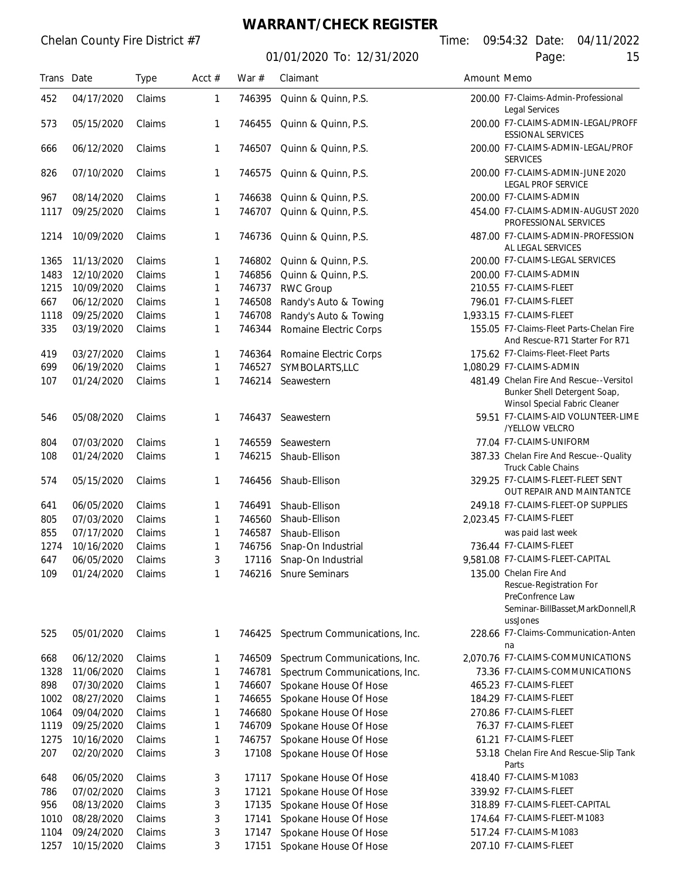# WARRANT/CHECK REGISTER

Chelan County Fire District #7

01/01/2020 To: 12/31/2020

Time: 09:54:32 Date: 04/11/2022

| Trans | Date | Type | Acct # | War # | Claimant | Amount | Memo |
|---|---|---|---|---|---|---|---|
| 452 | 04/17/2020 | Claims | 1 | 746395 | Quinn & Quinn, P.S. | 200.00 | F7-Claims-Admin-Professional Legal Services |
| 573 | 05/15/2020 | Claims | 1 | 746455 | Quinn & Quinn, P.S. | 200.00 | F7-CLAIMS-ADMIN-LEGAL/PROFFESSIONAL SERVICES |
| 666 | 06/12/2020 | Claims | 1 | 746507 | Quinn & Quinn, P.S. | 200.00 | F7-CLAIMS-ADMIN-LEGAL/PROF SERVICES |
| 826 | 07/10/2020 | Claims | 1 | 746575 | Quinn & Quinn, P.S. | 200.00 | F7-CLAIMS-ADMIN-JUNE 2020 LEGAL PROF SERVICE |
| 967 | 08/14/2020 | Claims | 1 | 746638 | Quinn & Quinn, P.S. | 200.00 | F7-CLAIMS-ADMIN |
| 1117 | 09/25/2020 | Claims | 1 | 746707 | Quinn & Quinn, P.S. | 454.00 | F7-CLAIMS-ADMIN-AUGUST 2020 PROFESSIONAL SERVICES |
| 1214 | 10/09/2020 | Claims | 1 | 746736 | Quinn & Quinn, P.S. | 487.00 | F7-CLAIMS-ADMIN-PROFESSIONAL LEGAL SERVICES |
| 1365 | 11/13/2020 | Claims | 1 | 746802 | Quinn & Quinn, P.S. | 200.00 | F7-CLAIMS-LEGAL SERVICES |
| 1483 | 12/10/2020 | Claims | 1 | 746856 | Quinn & Quinn, P.S. | 200.00 | F7-CLAIMS-ADMIN |
| 1215 | 10/09/2020 | Claims | 1 | 746737 | RWC Group | 210.55 | F7-CLAIMS-FLEET |
| 667 | 06/12/2020 | Claims | 1 | 746508 | Randy's Auto & Towing | 796.01 | F7-CLAIMS-FLEET |
| 1118 | 09/25/2020 | Claims | 1 | 746708 | Randy's Auto & Towing | 1,933.15 | F7-CLAIMS-FLEET |
| 335 | 03/19/2020 | Claims | 1 | 746344 | Romaine Electric Corps | 155.05 | F7-Claims-Fleet Parts-Chelan Fire And Rescue-R71 Starter For R71 |
| 419 | 03/27/2020 | Claims | 1 | 746364 | Romaine Electric Corps | 175.62 | F7-Claims-Fleet-Fleet Parts |
| 699 | 06/19/2020 | Claims | 1 | 746527 | SYMBOLARTS,LLC | 1,080.29 | F7-CLAIMS-ADMIN |
| 107 | 01/24/2020 | Claims | 1 | 746214 | Seawestern | 481.49 | Chelan Fire And Rescue--Versitol Bunker Shell Detergent Soap, Winsol Special Fabric Cleaner |
| 546 | 05/08/2020 | Claims | 1 | 746437 | Seawestern | 59.51 | F7-CLAIMS-AID VOLUNTEER-LIME /YELLOW VELCRO |
| 804 | 07/03/2020 | Claims | 1 | 746559 | Seawestern | 77.04 | F7-CLAIMS-UNIFORM |
| 108 | 01/24/2020 | Claims | 1 | 746215 | Shaub-Ellison | 387.33 | Chelan Fire And Rescue--Quality Truck Cable Chains |
| 574 | 05/15/2020 | Claims | 1 | 746456 | Shaub-Ellison | 329.25 | F7-CLAIMS-FLEET-FLEET SENT OUT REPAIR AND MAINTANTCE |
| 641 | 06/05/2020 | Claims | 1 | 746491 | Shaub-Ellison | 249.18 | F7-CLAIMS-FLEET-OP SUPPLIES |
| 805 | 07/03/2020 | Claims | 1 | 746560 | Shaub-Ellison | 2,023.45 | F7-CLAIMS-FLEET |
| 855 | 07/17/2020 | Claims | 1 | 746587 | Shaub-Ellison | | was paid last week |
| 1274 | 10/16/2020 | Claims | 1 | 746756 | Snap-On Industrial | 736.44 | F7-CLAIMS-FLEET |
| 647 | 06/05/2020 | Claims | 3 | 17116 | Snap-On Industrial | 9,581.08 | F7-CLAIMS-FLEET-CAPITAL |
| 109 | 01/24/2020 | Claims | 1 | 746216 | Snure Seminars | 135.00 | Chelan Fire And Rescue-Registration For PreConfrence Law Seminar-BillBasset,MarkDonnell,RussJones |
| 525 | 05/01/2020 | Claims | 1 | 746425 | Spectrum Communications, Inc. | 228.66 | F7-Claims-Communication-Antenna |
| 668 | 06/12/2020 | Claims | 1 | 746509 | Spectrum Communications, Inc. | 2,070.76 | F7-CLAIMS-COMMUNICATIONS |
| 1328 | 11/06/2020 | Claims | 1 | 746781 | Spectrum Communications, Inc. | 73.36 | F7-CLAIMS-COMMUNICATIONS |
| 898 | 07/30/2020 | Claims | 1 | 746607 | Spokane House Of Hose | 465.23 | F7-CLAIMS-FLEET |
| 1002 | 08/27/2020 | Claims | 1 | 746655 | Spokane House Of Hose | 184.29 | F7-CLAIMS-FLEET |
| 1064 | 09/04/2020 | Claims | 1 | 746680 | Spokane House Of Hose | 270.86 | F7-CLAIMS-FLEET |
| 1119 | 09/25/2020 | Claims | 1 | 746709 | Spokane House Of Hose | 76.37 | F7-CLAIMS-FLEET |
| 1275 | 10/16/2020 | Claims | 1 | 746757 | Spokane House Of Hose | 61.21 | F7-CLAIMS-FLEET |
| 207 | 02/20/2020 | Claims | 3 | 17108 | Spokane House Of Hose | 53.18 | Chelan Fire And Rescue-Slip Tank Parts |
| 648 | 06/05/2020 | Claims | 3 | 17117 | Spokane House Of Hose | 418.40 | F7-CLAIMS-M1083 |
| 786 | 07/02/2020 | Claims | 3 | 17121 | Spokane House Of Hose | 339.92 | F7-CLAIMS-FLEET |
| 956 | 08/13/2020 | Claims | 3 | 17135 | Spokane House Of Hose | 318.89 | F7-CLAIMS-FLEET-CAPITAL |
| 1010 | 08/28/2020 | Claims | 3 | 17141 | Spokane House Of Hose | 174.64 | F7-CLAIMS-FLEET-M1083 |
| 1104 | 09/24/2020 | Claims | 3 | 17147 | Spokane House Of Hose | 517.24 | F7-CLAIMS-M1083 |
| 1257 | 10/15/2020 | Claims | 3 | 17151 | Spokane House Of Hose | 207.10 | F7-CLAIMS-FLEET |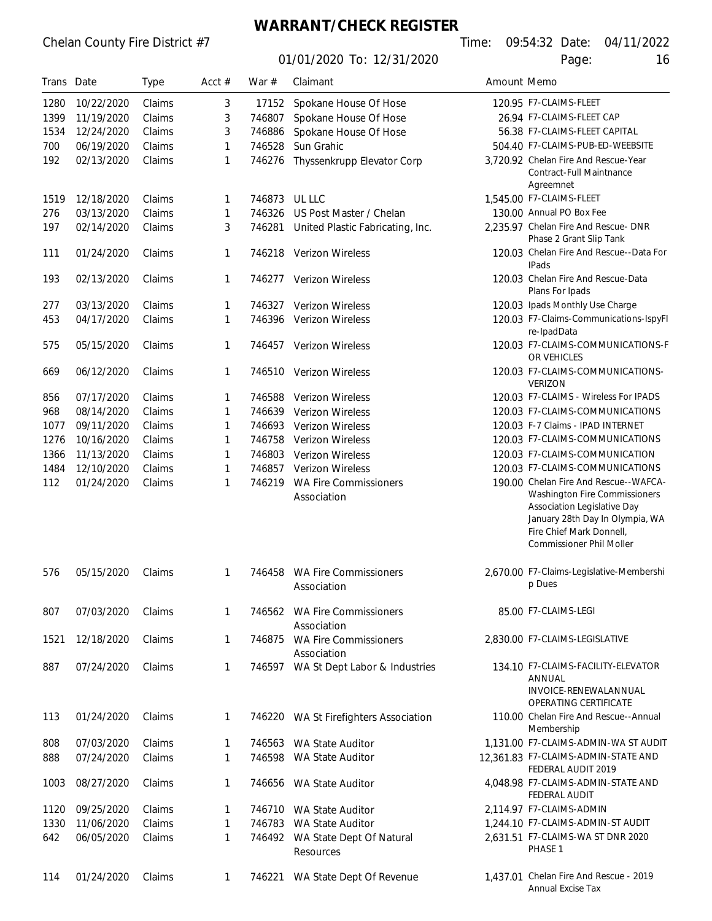# WARRANT/CHECK REGISTER

Chelan County Fire District #7

01/01/2020 To: 12/31/2020

Time: 09:54:32 Date: 04/11/2022

| Trans | Date | Type | Acct # | War # | Claimant | Amount | Memo |
|---|---|---|---|---|---|---|---|
| 1280 | 10/22/2020 | Claims | 3 | 17152 | Spokane House Of Hose | 120.95 | F7-CLAIMS-FLEET |
| 1399 | 11/19/2020 | Claims | 3 | 746807 | Spokane House Of Hose | 26.94 | F7-CLAIMS-FLEET CAP |
| 1534 | 12/24/2020 | Claims | 3 | 746886 | Spokane House Of Hose | 56.38 | F7-CLAIMS-FLEET CAPITAL |
| 700 | 06/19/2020 | Claims | 1 | 746528 | Sun Grahic | 504.40 | F7-CLAIMS-PUB-ED-WEEBSITE |
| 192 | 02/13/2020 | Claims | 1 | 746276 | Thyssenkrupp Elevator Corp | 3,720.92 | Chelan Fire And Rescue-Year Contract-Full Maintnance Agreemnet |
| 1519 | 12/18/2020 | Claims | 1 | 746873 | UL LLC | 1,545.00 | F7-CLAIMS-FLEET |
| 276 | 03/13/2020 | Claims | 1 | 746326 | US Post Master / Chelan | 130.00 | Annual PO Box Fee |
| 197 | 02/14/2020 | Claims | 3 | 746281 | United Plastic Fabricating, Inc. | 2,235.97 | Chelan Fire And Rescue- DNR Phase 2 Grant Slip Tank |
| 111 | 01/24/2020 | Claims | 1 | 746218 | Verizon Wireless | 120.03 | Chelan Fire And Rescue--Data For IPads |
| 193 | 02/13/2020 | Claims | 1 | 746277 | Verizon Wireless | 120.03 | Chelan Fire And Rescue-Data Plans For Ipads |
| 277 | 03/13/2020 | Claims | 1 | 746327 | Verizon Wireless | 120.03 | Ipads Monthly Use Charge |
| 453 | 04/17/2020 | Claims | 1 | 746396 | Verizon Wireless | 120.03 | F7-Claims-Communications-IspyFire-IpadData |
| 575 | 05/15/2020 | Claims | 1 | 746457 | Verizon Wireless | 120.03 | F7-CLAIMS-COMMUNICATIONS-FOR VEHICLES |
| 669 | 06/12/2020 | Claims | 1 | 746510 | Verizon Wireless | 120.03 | F7-CLAIMS-COMMUNICATIONS-VERIZON |
| 856 | 07/17/2020 | Claims | 1 | 746588 | Verizon Wireless | 120.03 | F7-CLAIMS - Wireless For IPADS |
| 968 | 08/14/2020 | Claims | 1 | 746639 | Verizon Wireless | 120.03 | F7-CLAIMS-COMMUNICATIONS |
| 1077 | 09/11/2020 | Claims | 1 | 746693 | Verizon Wireless | 120.03 | F-7 Claims - IPAD INTERNET |
| 1276 | 10/16/2020 | Claims | 1 | 746758 | Verizon Wireless | 120.03 | F7-CLAIMS-COMMUNICATIONS |
| 1366 | 11/13/2020 | Claims | 1 | 746803 | Verizon Wireless | 120.03 | F7-CLAIMS-COMMUNICATION |
| 1484 | 12/10/2020 | Claims | 1 | 746857 | Verizon Wireless | 120.03 | F7-CLAIMS-COMMUNICATIONS |
| 112 | 01/24/2020 | Claims | 1 | 746219 | WA Fire Commissioners Association | 190.00 | Chelan Fire And Rescue--WAFCA-Washington Fire Commissioners Association Legislative Day January 28th Day In Olympia, WA Fire Chief Mark Donnell, Commissioner Phil Moller |
| 576 | 05/15/2020 | Claims | 1 | 746458 | WA Fire Commissioners Association | 2,670.00 | F7-Claims-Legislative-Membership Dues |
| 807 | 07/03/2020 | Claims | 1 | 746562 | WA Fire Commissioners Association | 85.00 | F7-CLAIMS-LEGI |
| 1521 | 12/18/2020 | Claims | 1 | 746875 | WA Fire Commissioners Association | 2,830.00 | F7-CLAIMS-LEGISLATIVE |
| 887 | 07/24/2020 | Claims | 1 | 746597 | WA St Dept Labor & Industries | 134.10 | F7-CLAIMS-FACILITY-ELEVATOR ANNUAL INVOICE-RENEWALANNUAL OPERATING CERTIFICATE |
| 113 | 01/24/2020 | Claims | 1 | 746220 | WA St Firefighters Association | 110.00 | Chelan Fire And Rescue--Annual Membership |
| 808 | 07/03/2020 | Claims | 1 | 746563 | WA State Auditor | 1,131.00 | F7-CLAIMS-ADMIN-WA ST AUDIT |
| 888 | 07/24/2020 | Claims | 1 | 746598 | WA State Auditor | 12,361.83 | F7-CLAIMS-ADMIN-STATE AND FEDERAL AUDIT 2019 |
| 1003 | 08/27/2020 | Claims | 1 | 746656 | WA State Auditor | 4,048.98 | F7-CLAIMS-ADMIN-STATE AND FEDERAL AUDIT |
| 1120 | 09/25/2020 | Claims | 1 | 746710 | WA State Auditor | 2,114.97 | F7-CLAIMS-ADMIN |
| 1330 | 11/06/2020 | Claims | 1 | 746783 | WA State Auditor | 1,244.10 | F7-CLAIMS-ADMIN-ST AUDIT |
| 642 | 06/05/2020 | Claims | 1 | 746492 | WA State Dept Of Natural Resources | 2,631.51 | F7-CLAIMS-WA ST DNR 2020 PHASE 1 |
| 114 | 01/24/2020 | Claims | 1 | 746221 | WA State Dept Of Revenue | 1,437.01 | Chelan Fire And Rescue - 2019 Annual Excise Tax |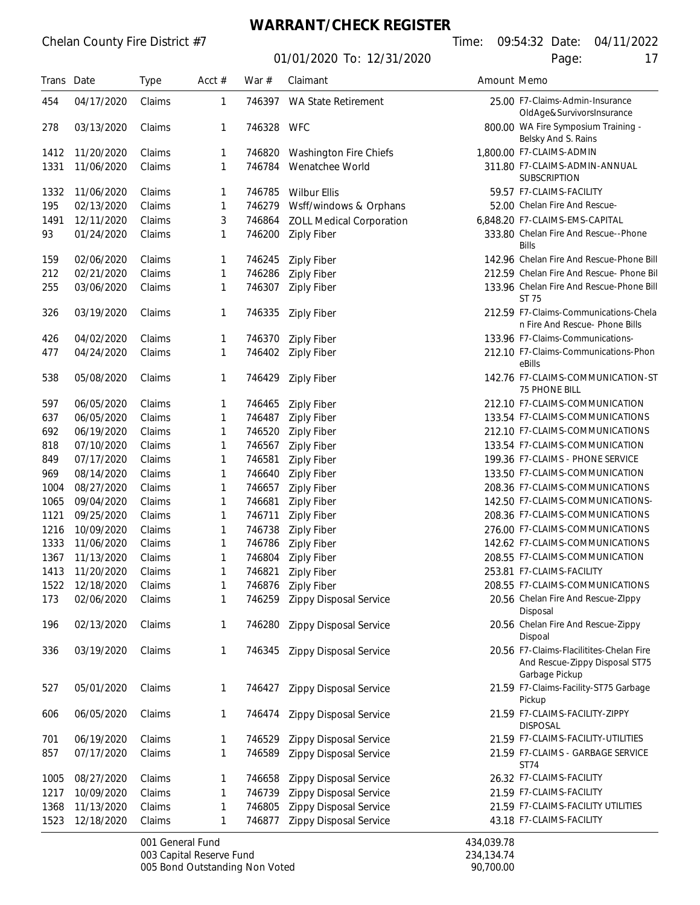# WARRANT/CHECK REGISTER

Chelan County Fire District #7

01/01/2020 To: 12/31/2020

Time: 09:54:32 Date: 04/11/2022

| Trans | Date | Type | Acct # | War # | Claimant | Amount | Memo |
|---|---|---|---|---|---|---|---|
| 454 | 04/17/2020 | Claims | 1 | 746397 | WA State Retirement | 25.00 | F7-Claims-Admin-Insurance OldAge&SurvivorsInsurance |
| 278 | 03/13/2020 | Claims | 1 | 746328 | WFC | 800.00 | WA Fire Symposium Training - Belsky And S. Rains |
| 1412 | 11/20/2020 | Claims | 1 | 746820 | Washington Fire Chiefs | 1,800.00 | F7-CLAIMS-ADMIN |
| 1331 | 11/06/2020 | Claims | 1 | 746784 | Wenatchee World | 311.80 | F7-CLAIMS-ADMIN-ANNUAL SUBSCRIPTION |
| 1332 | 11/06/2020 | Claims | 1 | 746785 | Wilbur Ellis | 59.57 | F7-CLAIMS-FACILITY |
| 195 | 02/13/2020 | Claims | 1 | 746279 | Wsff/windows & Orphans | 52.00 | Chelan Fire And Rescue- |
| 1491 | 12/11/2020 | Claims | 3 | 746864 | ZOLL Medical Corporation | 6,848.20 | F7-CLAIMS-EMS-CAPITAL |
| 93 | 01/24/2020 | Claims | 1 | 746200 | Ziply Fiber | 333.80 | Chelan Fire And Rescue--Phone Bills |
| 159 | 02/06/2020 | Claims | 1 | 746245 | Ziply Fiber | 142.96 | Chelan Fire And Rescue-Phone Bill |
| 212 | 02/21/2020 | Claims | 1 | 746286 | Ziply Fiber | 212.59 | Chelan Fire And Rescue- Phone Bil |
| 255 | 03/06/2020 | Claims | 1 | 746307 | Ziply Fiber | 133.96 | Chelan Fire And Rescue-Phone Bill ST 75 |
| 326 | 03/19/2020 | Claims | 1 | 746335 | Ziply Fiber | 212.59 | F7-Claims-Communications-Chelan Fire And Rescue- Phone Bills |
| 426 | 04/02/2020 | Claims | 1 | 746370 | Ziply Fiber | 133.96 | F7-Claims-Communications- |
| 477 | 04/24/2020 | Claims | 1 | 746402 | Ziply Fiber | 212.10 | F7-Claims-Communications-PhoneBills |
| 538 | 05/08/2020 | Claims | 1 | 746429 | Ziply Fiber | 142.76 | F7-CLAIMS-COMMUNICATION-ST 75 PHONE BILL |
| 597 | 06/05/2020 | Claims | 1 | 746465 | Ziply Fiber | 212.10 | F7-CLAIMS-COMMUNICATION |
| 637 | 06/05/2020 | Claims | 1 | 746487 | Ziply Fiber | 133.54 | F7-CLAIMS-COMMUNICATIONS |
| 692 | 06/19/2020 | Claims | 1 | 746520 | Ziply Fiber | 212.10 | F7-CLAIMS-COMMUNICATIONS |
| 818 | 07/10/2020 | Claims | 1 | 746567 | Ziply Fiber | 133.54 | F7-CLAIMS-COMMUNICATION |
| 849 | 07/17/2020 | Claims | 1 | 746581 | Ziply Fiber | 199.36 | F7-CLAIMS - PHONE SERVICE |
| 969 | 08/14/2020 | Claims | 1 | 746640 | Ziply Fiber | 133.50 | F7-CLAIMS-COMMUNICATION |
| 1004 | 08/27/2020 | Claims | 1 | 746657 | Ziply Fiber | 208.36 | F7-CLAIMS-COMMUNICATIONS |
| 1065 | 09/04/2020 | Claims | 1 | 746681 | Ziply Fiber | 142.50 | F7-CLAIMS-COMMUNICATIONS- |
| 1121 | 09/25/2020 | Claims | 1 | 746711 | Ziply Fiber | 208.36 | F7-CLAIMS-COMMUNICATIONS |
| 1216 | 10/09/2020 | Claims | 1 | 746738 | Ziply Fiber | 276.00 | F7-CLAIMS-COMMUNICATIONS |
| 1333 | 11/06/2020 | Claims | 1 | 746786 | Ziply Fiber | 142.62 | F7-CLAIMS-COMMUNICATIONS |
| 1367 | 11/13/2020 | Claims | 1 | 746804 | Ziply Fiber | 208.55 | F7-CLAIMS-COMMUNICATION |
| 1413 | 11/20/2020 | Claims | 1 | 746821 | Ziply Fiber | 253.81 | F7-CLAIMS-FACILITY |
| 1522 | 12/18/2020 | Claims | 1 | 746876 | Ziply Fiber | 208.55 | F7-CLAIMS-COMMUNICATIONS |
| 173 | 02/06/2020 | Claims | 1 | 746259 | Zippy Disposal Service | 20.56 | Chelan Fire And Rescue-ZIppy Disposal |
| 196 | 02/13/2020 | Claims | 1 | 746280 | Zippy Disposal Service | 20.56 | Chelan Fire And Rescue-Zippy Dispoal |
| 336 | 03/19/2020 | Claims | 1 | 746345 | Zippy Disposal Service | 20.56 | F7-Claims-Flacilitites-Chelan Fire And Rescue-Zippy Disposal ST75 Garbage Pickup |
| 527 | 05/01/2020 | Claims | 1 | 746427 | Zippy Disposal Service | 21.59 | F7-Claims-Facility-ST75 Garbage Pickup |
| 606 | 06/05/2020 | Claims | 1 | 746474 | Zippy Disposal Service | 21.59 | F7-CLAIMS-FACILITY-ZIPPY DISPOSAL |
| 701 | 06/19/2020 | Claims | 1 | 746529 | Zippy Disposal Service | 21.59 | F7-CLAIMS-FACILITY-UTILITIES |
| 857 | 07/17/2020 | Claims | 1 | 746589 | Zippy Disposal Service | 21.59 | F7-CLAIMS - GARBAGE SERVICE ST74 |
| 1005 | 08/27/2020 | Claims | 1 | 746658 | Zippy Disposal Service | 26.32 | F7-CLAIMS-FACILITY |
| 1217 | 10/09/2020 | Claims | 1 | 746739 | Zippy Disposal Service | 21.59 | F7-CLAIMS-FACILITY |
| 1368 | 11/13/2020 | Claims | 1 | 746805 | Zippy Disposal Service | 21.59 | F7-CLAIMS-FACILITY UTILITIES |
| 1523 | 12/18/2020 | Claims | 1 | 746877 | Zippy Disposal Service | 43.18 | F7-CLAIMS-FACILITY |

| Fund | Amount |
|---|---|
| 001 General Fund | 434,039.78 |
| 003 Capital Reserve Fund | 234,134.74 |
| 005 Bond Outstanding Non Voted | 90,700.00 |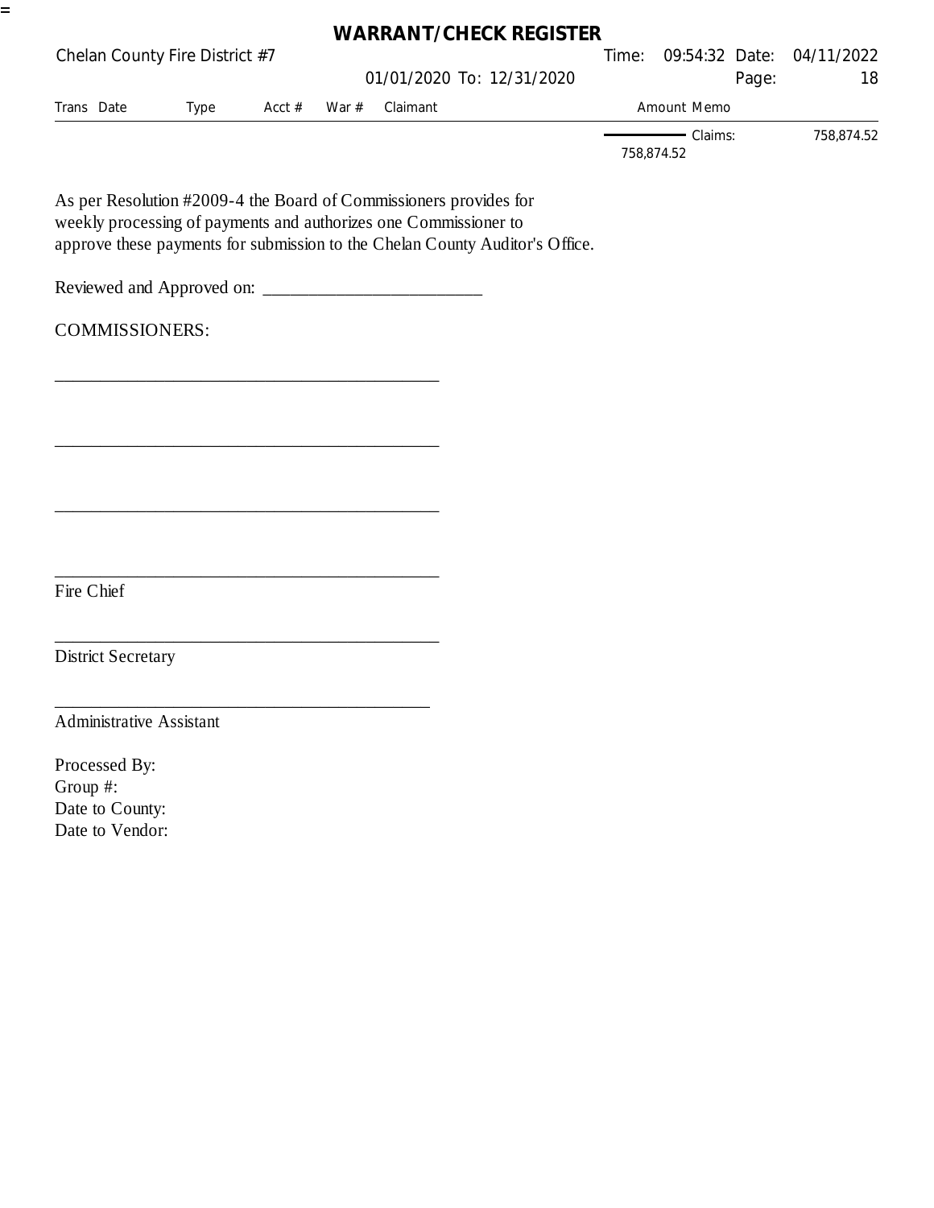# WARRANT/CHECK REGISTER

Chelan County Fire District #7

Time: 09:54:32 Date: 04/11/2022

01/01/2020 To: 12/31/2020

| Trans | Date | Type | Acct # | War # | Claimant | Amount | Memo |
|---|---|---|---|---|---|---|---|
| | | | | | | 758,874.52 | Claims: 758,874.52 |

As per Resolution #2009-4 the Board of Commissioners provides for weekly processing of payments and authorizes one Commissioner to approve these payments for submission to the Chelan County Auditor's Office.

Reviewed and Approved on: ________________________

COMMISSIONERS:

___________________________________________

___________________________________________

___________________________________________

___________________________________________
Fire Chief

___________________________________________
District Secretary

___________________________________________
Administrative Assistant

Processed By:
Group #:
Date to County:
Date to Vendor: